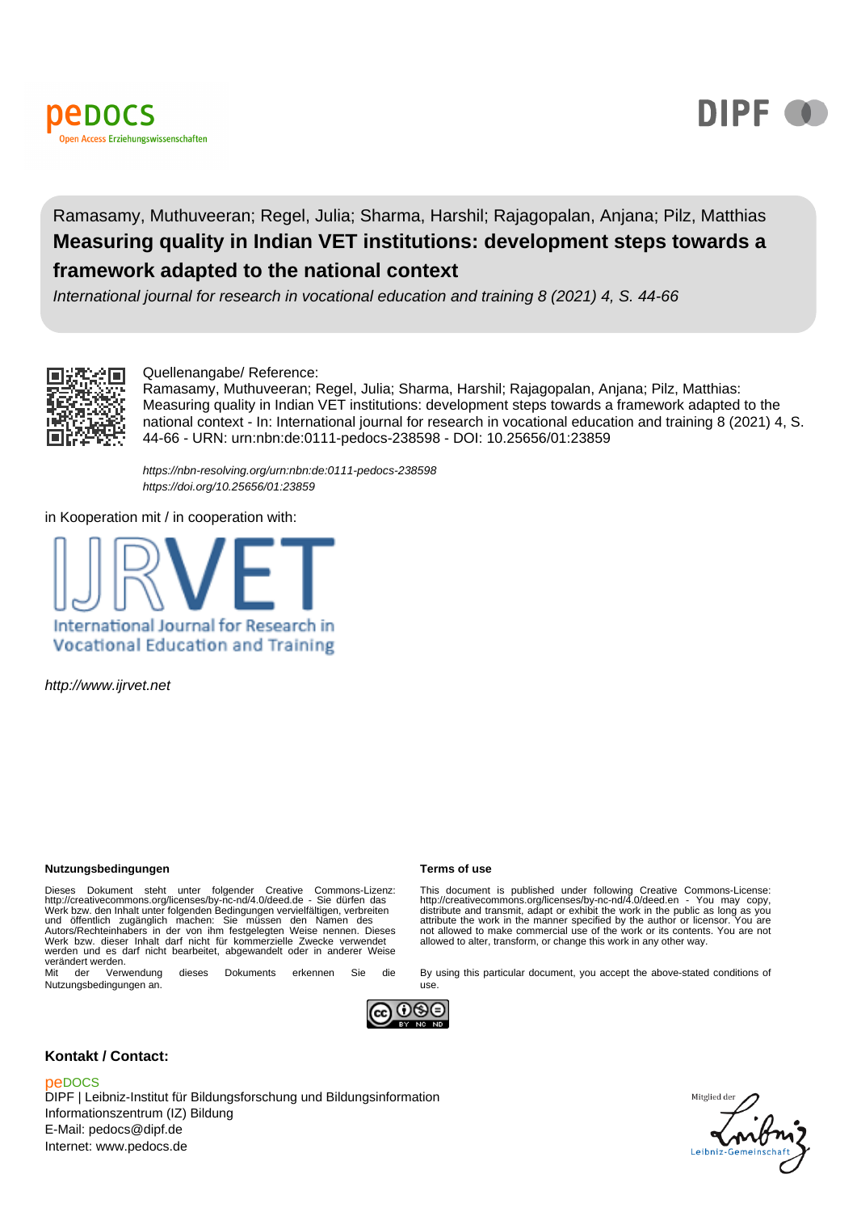Ramasamy, Muthuveeran; Regel, Julia; Sharma, Harshil; Rajagopalan, Anjana; Pilz, Matthias

# Measuring quality in Indian VET institutions: development steps towards a framework adapted to the national context

*International journal for research in vocational education and training 8 (2021) 4, S. 44-66*

Quellenangabe/ Reference:
Ramasamy, Muthuveeran; Regel, Julia; Sharma, Harshil; Rajagopalan, Anjana; Pilz, Matthias: Measuring quality in Indian VET institutions: development steps towards a framework adapted to the national context - In: International journal for research in vocational education and training 8 (2021) 4, S. 44-66 - URN: urn:nbn:de:0111-pedocs-238598 - DOI: 10.25656/01:23859

*https://nbn-resolving.org/urn:nbn:de:0111-pedocs-238598*
*https://doi.org/10.25656/01:23859*

in Kooperation mit / in cooperation with:

International Journal for Research in Vocational Education and Training

*http://www.ijrvet.net*

**Nutzungsbedingungen**

Dieses Dokument steht unter folgender Creative Commons-Lizenz: http://creativecommons.org/licenses/by-nc-nd/4.0/deed.de - Sie dürfen das Werk bzw. den Inhalt unter folgenden Bedingungen vervielfältigen, verbreiten und öffentlich zugänglich machen: Sie müssen den Namen des Autors/Rechteinhabers in der von ihm festgelegten Weise nennen. Dieses Werk bzw. dieser Inhalt darf nicht für kommerzielle Zwecke verwendet werden und es darf nicht bearbeitet, abgewandelt oder in anderer Weise verändert werden.
Mit der Verwendung dieses Dokuments erkennen Sie die Nutzungsbedingungen an.

**Terms of use**

This document is published under following Creative Commons-License: http://creativecommons.org/licenses/by-nc-nd/4.0/deed.en - You may copy, distribute and transmit, adapt or exhibit the work in the public as long as you attribute the work in the manner specified by the author or licensor. You are not allowed to make commercial use of the work or its contents. You are not allowed to alter, transform, or change this work in any other way.

By using this particular document, you accept the above-stated conditions of use.

**Kontakt / Contact:**

peDOCS
DIPF | Leibniz-Institut für Bildungsforschung und Bildungsinformation
Informationszentrum (IZ) Bildung
E-Mail: pedocs@dipf.de
Internet: www.pedocs.de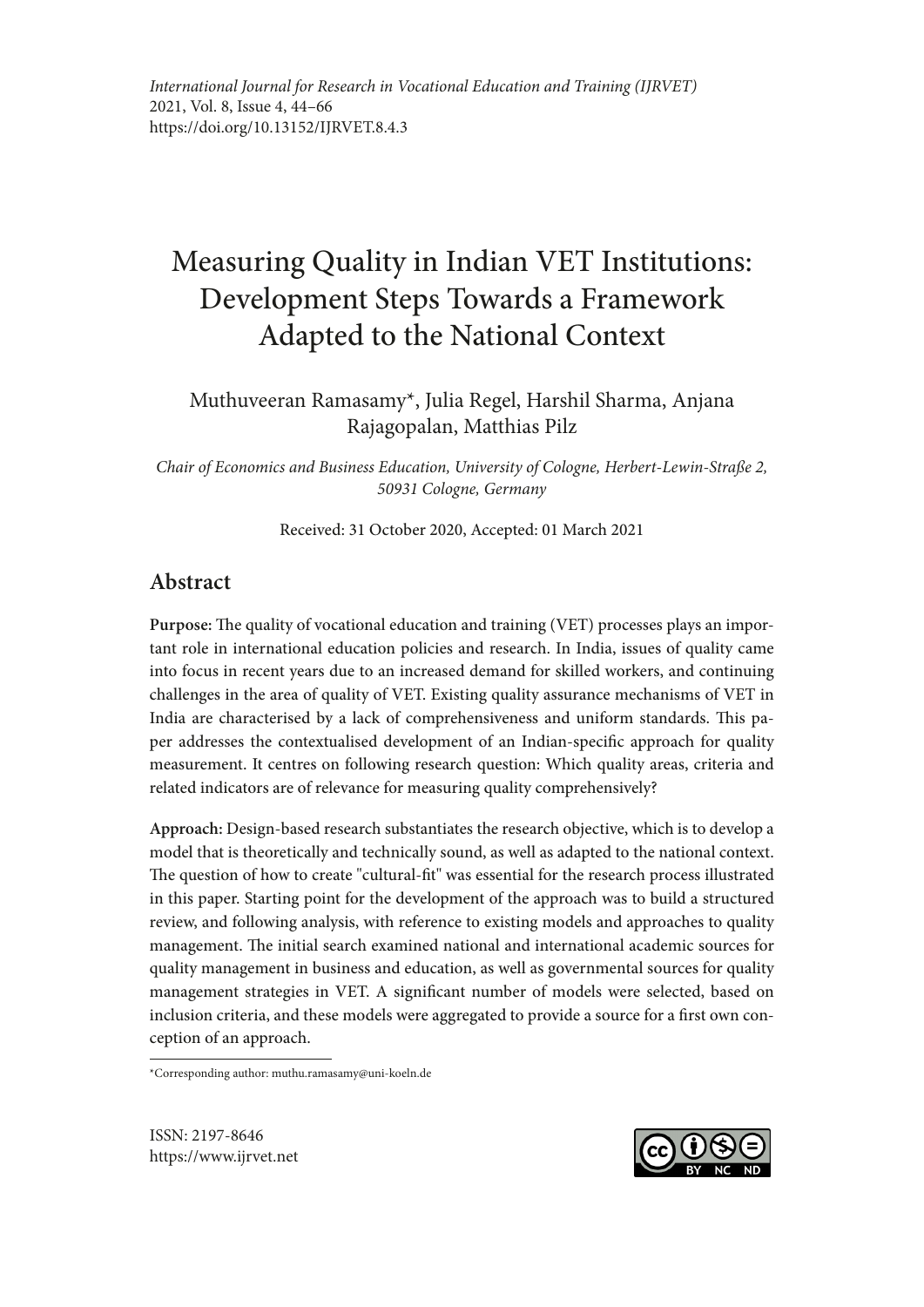*International Journal for Research in Vocational Education and Training (IJRVET)*
2021, Vol. 8, Issue 4, 44–66
https://doi.org/10.13152/IJRVET.8.4.3

# Measuring Quality in Indian VET Institutions: Development Steps Towards a Framework Adapted to the National Context

Muthuveeran Ramasamy*, Julia Regel, Harshil Sharma, Anjana Rajagopalan, Matthias Pilz

*Chair of Economics and Business Education, University of Cologne, Herbert-Lewin-Straße 2, 50931 Cologne, Germany*

Received: 31 October 2020, Accepted: 01 March 2021

## Abstract

**Purpose:** The quality of vocational education and training (VET) processes plays an important role in international education policies and research. In India, issues of quality came into focus in recent years due to an increased demand for skilled workers, and continuing challenges in the area of quality of VET. Existing quality assurance mechanisms of VET in India are characterised by a lack of comprehensiveness and uniform standards. This paper addresses the contextualised development of an Indian-specific approach for quality measurement. It centres on following research question: Which quality areas, criteria and related indicators are of relevance for measuring quality comprehensively?

**Approach:** Design-based research substantiates the research objective, which is to develop a model that is theoretically and technically sound, as well as adapted to the national context. The question of how to create "cultural-fit" was essential for the research process illustrated in this paper. Starting point for the development of the approach was to build a structured review, and following analysis, with reference to existing models and approaches to quality management. The initial search examined national and international academic sources for quality management in business and education, as well as governmental sources for quality management strategies in VET. A significant number of models were selected, based on inclusion criteria, and these models were aggregated to provide a source for a first own conception of an approach.

*Corresponding author: muthu.ramasamy@uni-koeln.de

ISSN: 2197-8646
https://www.ijrvet.net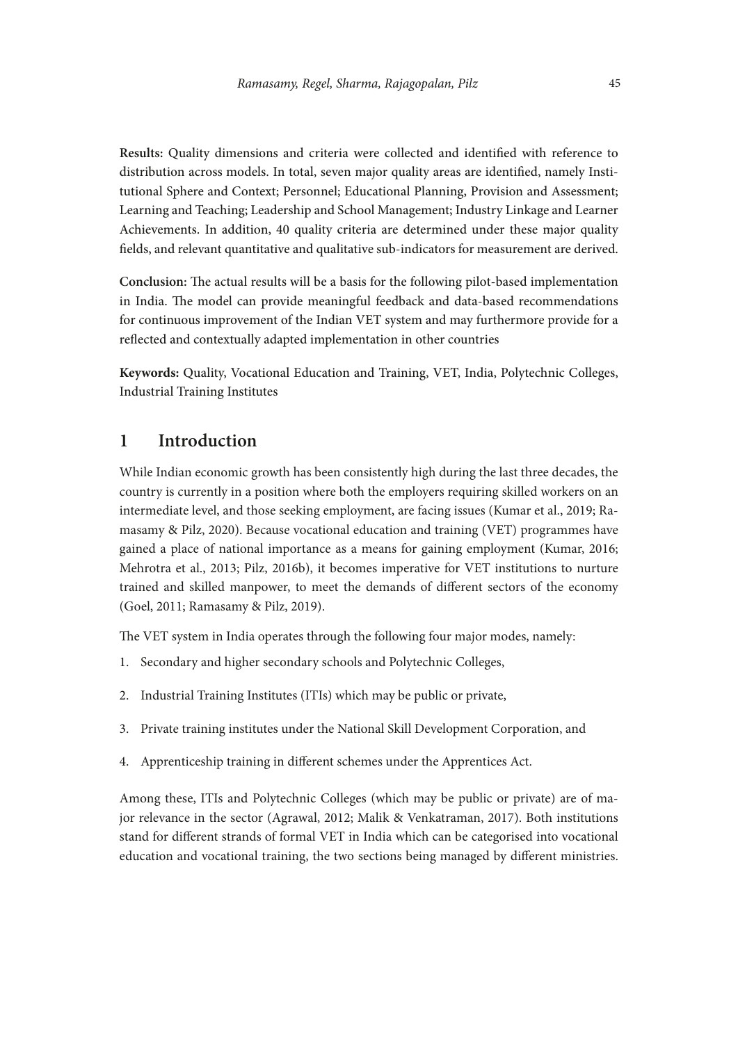**Results:** Quality dimensions and criteria were collected and identified with reference to distribution across models. In total, seven major quality areas are identified, namely Institutional Sphere and Context; Personnel; Educational Planning, Provision and Assessment; Learning and Teaching; Leadership and School Management; Industry Linkage and Learner Achievements. In addition, 40 quality criteria are determined under these major quality fields, and relevant quantitative and qualitative sub-indicators for measurement are derived.

**Conclusion:** The actual results will be a basis for the following pilot-based implementation in India. The model can provide meaningful feedback and data-based recommendations for continuous improvement of the Indian VET system and may furthermore provide for a reflected and contextually adapted implementation in other countries

**Keywords:** Quality, Vocational Education and Training, VET, India, Polytechnic Colleges, Industrial Training Institutes

## 1 Introduction

While Indian economic growth has been consistently high during the last three decades, the country is currently in a position where both the employers requiring skilled workers on an intermediate level, and those seeking employment, are facing issues (Kumar et al., 2019; Ramasamy & Pilz, 2020). Because vocational education and training (VET) programmes have gained a place of national importance as a means for gaining employment (Kumar, 2016; Mehrotra et al., 2013; Pilz, 2016b), it becomes imperative for VET institutions to nurture trained and skilled manpower, to meet the demands of different sectors of the economy (Goel, 2011; Ramasamy & Pilz, 2019).

The VET system in India operates through the following four major modes, namely:

1. Secondary and higher secondary schools and Polytechnic Colleges,
2. Industrial Training Institutes (ITIs) which may be public or private,
3. Private training institutes under the National Skill Development Corporation, and
4. Apprenticeship training in different schemes under the Apprentices Act.

Among these, ITIs and Polytechnic Colleges (which may be public or private) are of major relevance in the sector (Agrawal, 2012; Malik & Venkatraman, 2017). Both institutions stand for different strands of formal VET in India which can be categorised into vocational education and vocational training, the two sections being managed by different ministries.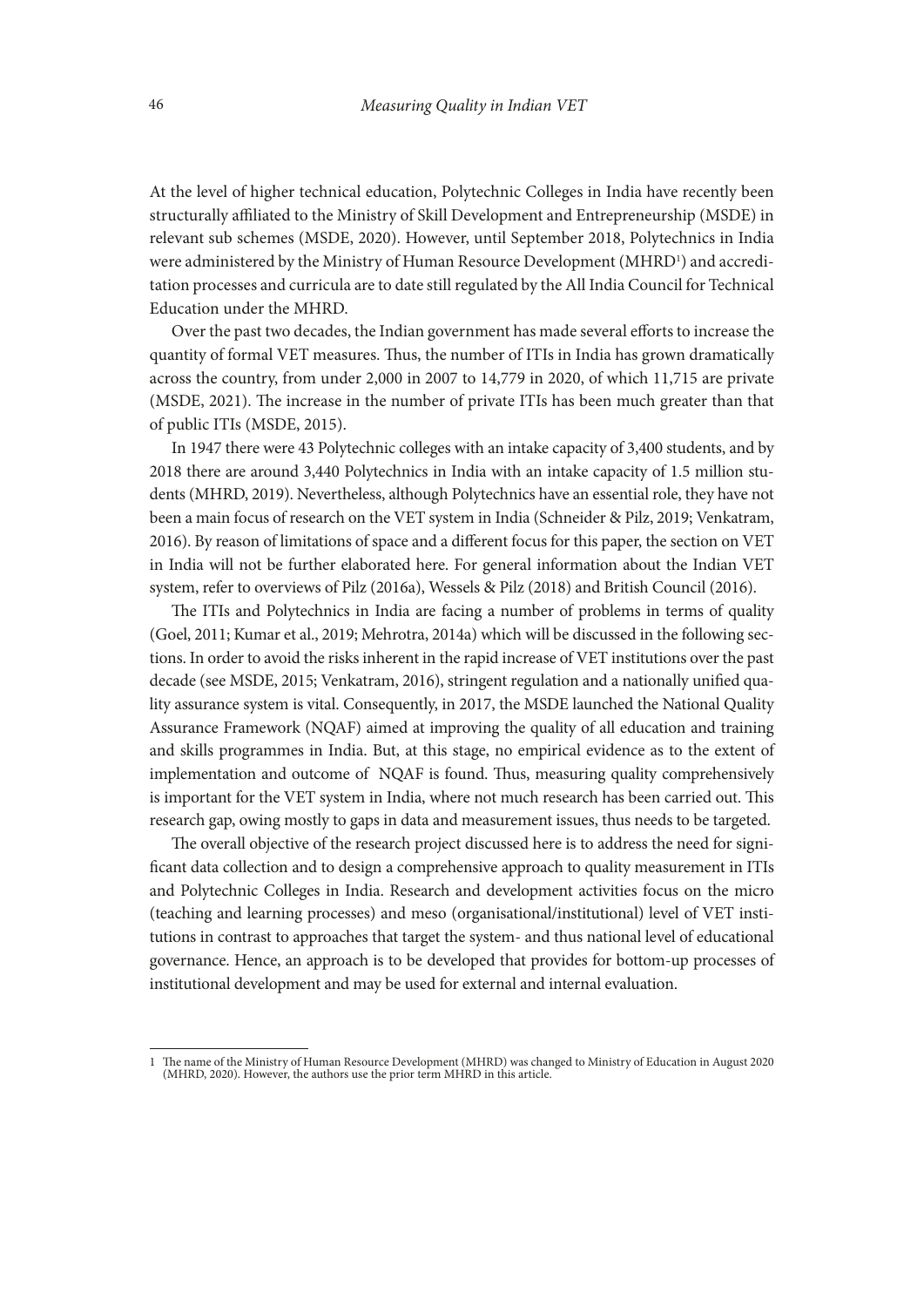At the level of higher technical education, Polytechnic Colleges in India have recently been structurally affiliated to the Ministry of Skill Development and Entrepreneurship (MSDE) in relevant sub schemes (MSDE, 2020). However, until September 2018, Polytechnics in India were administered by the Ministry of Human Resource Development (MHRD[1]) and accreditation processes and curricula are to date still regulated by the All India Council for Technical Education under the MHRD.

Over the past two decades, the Indian government has made several efforts to increase the quantity of formal VET measures. Thus, the number of ITIs in India has grown dramatically across the country, from under 2,000 in 2007 to 14,779 in 2020, of which 11,715 are private (MSDE, 2021). The increase in the number of private ITIs has been much greater than that of public ITIs (MSDE, 2015).

In 1947 there were 43 Polytechnic colleges with an intake capacity of 3,400 students, and by 2018 there are around 3,440 Polytechnics in India with an intake capacity of 1.5 million students (MHRD, 2019). Nevertheless, although Polytechnics have an essential role, they have not been a main focus of research on the VET system in India (Schneider & Pilz, 2019; Venkatram, 2016). By reason of limitations of space and a different focus for this paper, the section on VET in India will not be further elaborated here. For general information about the Indian VET system, refer to overviews of Pilz (2016a), Wessels & Pilz (2018) and British Council (2016).

The ITIs and Polytechnics in India are facing a number of problems in terms of quality (Goel, 2011; Kumar et al., 2019; Mehrotra, 2014a) which will be discussed in the following sections. In order to avoid the risks inherent in the rapid increase of VET institutions over the past decade (see MSDE, 2015; Venkatram, 2016), stringent regulation and a nationally unified quality assurance system is vital. Consequently, in 2017, the MSDE launched the National Quality Assurance Framework (NQAF) aimed at improving the quality of all education and training and skills programmes in India. But, at this stage, no empirical evidence as to the extent of implementation and outcome of NQAF is found. Thus, measuring quality comprehensively is important for the VET system in India, where not much research has been carried out. This research gap, owing mostly to gaps in data and measurement issues, thus needs to be targeted.

The overall objective of the research project discussed here is to address the need for significant data collection and to design a comprehensive approach to quality measurement in ITIs and Polytechnic Colleges in India. Research and development activities focus on the micro (teaching and learning processes) and meso (organisational/institutional) level of VET institutions in contrast to approaches that target the system- and thus national level of educational governance. Hence, an approach is to be developed that provides for bottom-up processes of institutional development and may be used for external and internal evaluation.

[1] The name of the Ministry of Human Resource Development (MHRD) was changed to Ministry of Education in August 2020 (MHRD, 2020). However, the authors use the prior term MHRD in this article.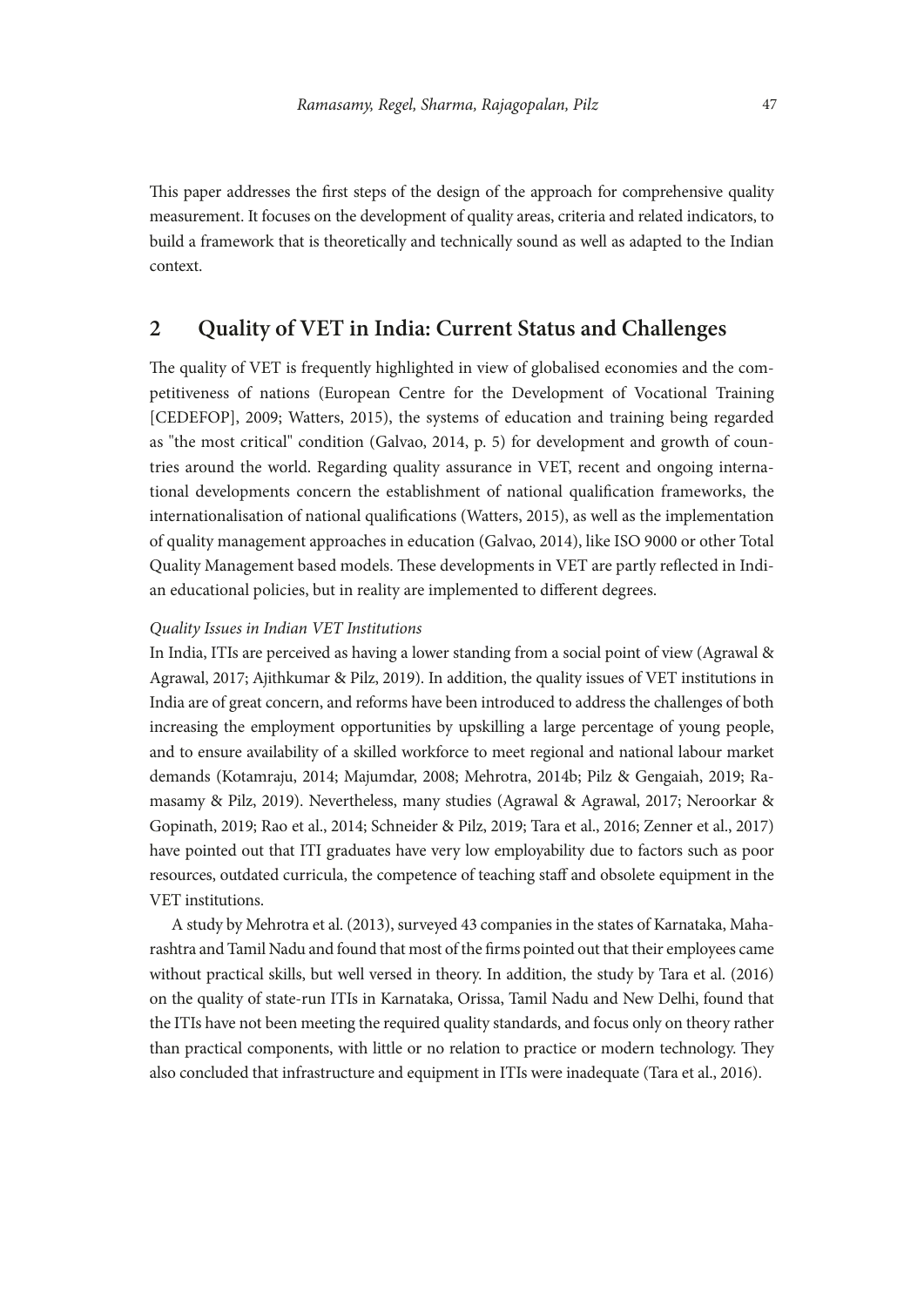This paper addresses the first steps of the design of the approach for comprehensive quality measurement. It focuses on the development of quality areas, criteria and related indicators, to build a framework that is theoretically and technically sound as well as adapted to the Indian context.

## 2 Quality of VET in India: Current Status and Challenges

The quality of VET is frequently highlighted in view of globalised economies and the competitiveness of nations (European Centre for the Development of Vocational Training [CEDEFOP], 2009; Watters, 2015), the systems of education and training being regarded as "the most critical" condition (Galvao, 2014, p. 5) for development and growth of countries around the world. Regarding quality assurance in VET, recent and ongoing international developments concern the establishment of national qualification frameworks, the internationalisation of national qualifications (Watters, 2015), as well as the implementation of quality management approaches in education (Galvao, 2014), like ISO 9000 or other Total Quality Management based models. These developments in VET are partly reflected in Indian educational policies, but in reality are implemented to different degrees.

*Quality Issues in Indian VET Institutions*

In India, ITIs are perceived as having a lower standing from a social point of view (Agrawal & Agrawal, 2017; Ajithkumar & Pilz, 2019). In addition, the quality issues of VET institutions in India are of great concern, and reforms have been introduced to address the challenges of both increasing the employment opportunities by upskilling a large percentage of young people, and to ensure availability of a skilled workforce to meet regional and national labour market demands (Kotamraju, 2014; Majumdar, 2008; Mehrotra, 2014b; Pilz & Gengaiah, 2019; Ramasamy & Pilz, 2019). Nevertheless, many studies (Agrawal & Agrawal, 2017; Neroorkar & Gopinath, 2019; Rao et al., 2014; Schneider & Pilz, 2019; Tara et al., 2016; Zenner et al., 2017) have pointed out that ITI graduates have very low employability due to factors such as poor resources, outdated curricula, the competence of teaching staff and obsolete equipment in the VET institutions.

A study by Mehrotra et al. (2013), surveyed 43 companies in the states of Karnataka, Maharashtra and Tamil Nadu and found that most of the firms pointed out that their employees came without practical skills, but well versed in theory. In addition, the study by Tara et al. (2016) on the quality of state-run ITIs in Karnataka, Orissa, Tamil Nadu and New Delhi, found that the ITIs have not been meeting the required quality standards, and focus only on theory rather than practical components, with little or no relation to practice or modern technology. They also concluded that infrastructure and equipment in ITIs were inadequate (Tara et al., 2016).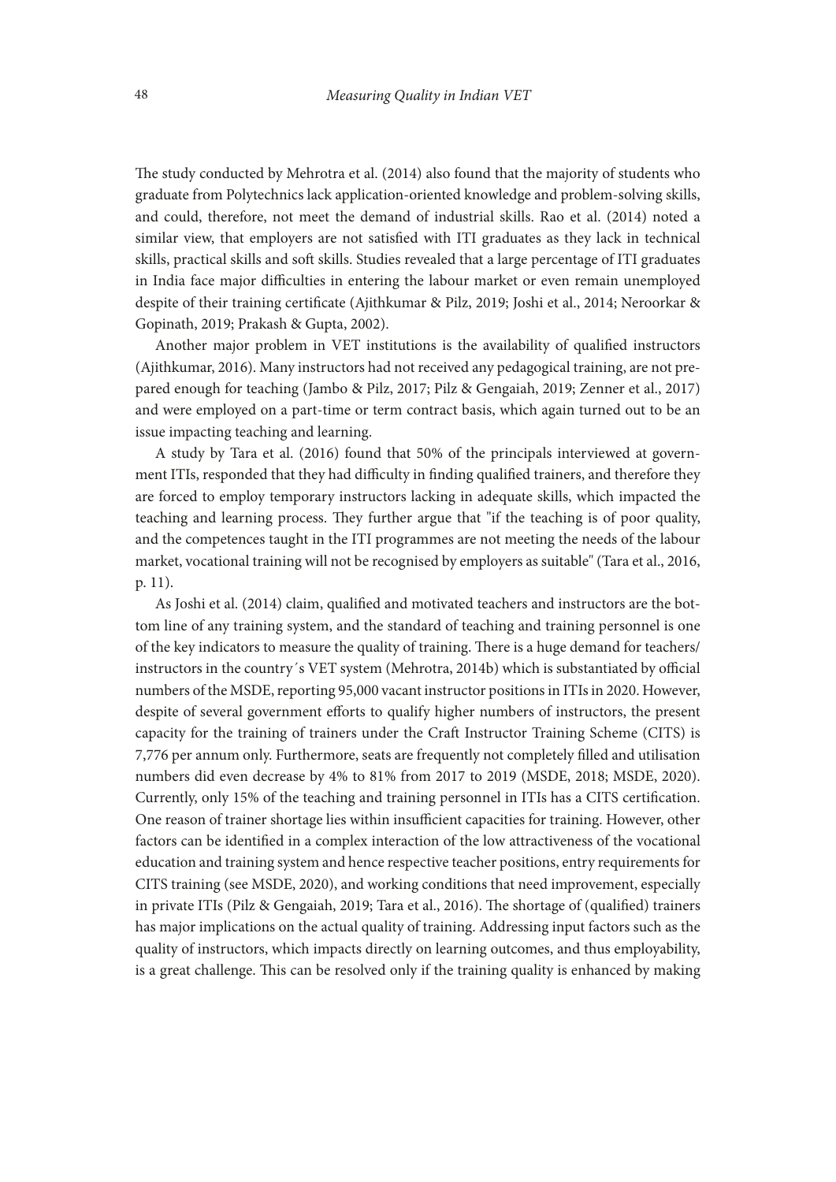The study conducted by Mehrotra et al. (2014) also found that the majority of students who graduate from Polytechnics lack application-oriented knowledge and problem-solving skills, and could, therefore, not meet the demand of industrial skills. Rao et al. (2014) noted a similar view, that employers are not satisfied with ITI graduates as they lack in technical skills, practical skills and soft skills. Studies revealed that a large percentage of ITI graduates in India face major difficulties in entering the labour market or even remain unemployed despite of their training certificate (Ajithkumar & Pilz, 2019; Joshi et al., 2014; Neroorkar & Gopinath, 2019; Prakash & Gupta, 2002).

Another major problem in VET institutions is the availability of qualified instructors (Ajithkumar, 2016). Many instructors had not received any pedagogical training, are not prepared enough for teaching (Jambo & Pilz, 2017; Pilz & Gengaiah, 2019; Zenner et al., 2017) and were employed on a part-time or term contract basis, which again turned out to be an issue impacting teaching and learning.

A study by Tara et al. (2016) found that 50% of the principals interviewed at government ITIs, responded that they had difficulty in finding qualified trainers, and therefore they are forced to employ temporary instructors lacking in adequate skills, which impacted the teaching and learning process. They further argue that "if the teaching is of poor quality, and the competences taught in the ITI programmes are not meeting the needs of the labour market, vocational training will not be recognised by employers as suitable" (Tara et al., 2016, p. 11).

As Joshi et al. (2014) claim, qualified and motivated teachers and instructors are the bottom line of any training system, and the standard of teaching and training personnel is one of the key indicators to measure the quality of training. There is a huge demand for teachers/instructors in the country´s VET system (Mehrotra, 2014b) which is substantiated by official numbers of the MSDE, reporting 95,000 vacant instructor positions in ITIs in 2020. However, despite of several government efforts to qualify higher numbers of instructors, the present capacity for the training of trainers under the Craft Instructor Training Scheme (CITS) is 7,776 per annum only. Furthermore, seats are frequently not completely filled and utilisation numbers did even decrease by 4% to 81% from 2017 to 2019 (MSDE, 2018; MSDE, 2020). Currently, only 15% of the teaching and training personnel in ITIs has a CITS certification. One reason of trainer shortage lies within insufficient capacities for training. However, other factors can be identified in a complex interaction of the low attractiveness of the vocational education and training system and hence respective teacher positions, entry requirements for CITS training (see MSDE, 2020), and working conditions that need improvement, especially in private ITIs (Pilz & Gengaiah, 2019; Tara et al., 2016). The shortage of (qualified) trainers has major implications on the actual quality of training. Addressing input factors such as the quality of instructors, which impacts directly on learning outcomes, and thus employability, is a great challenge. This can be resolved only if the training quality is enhanced by making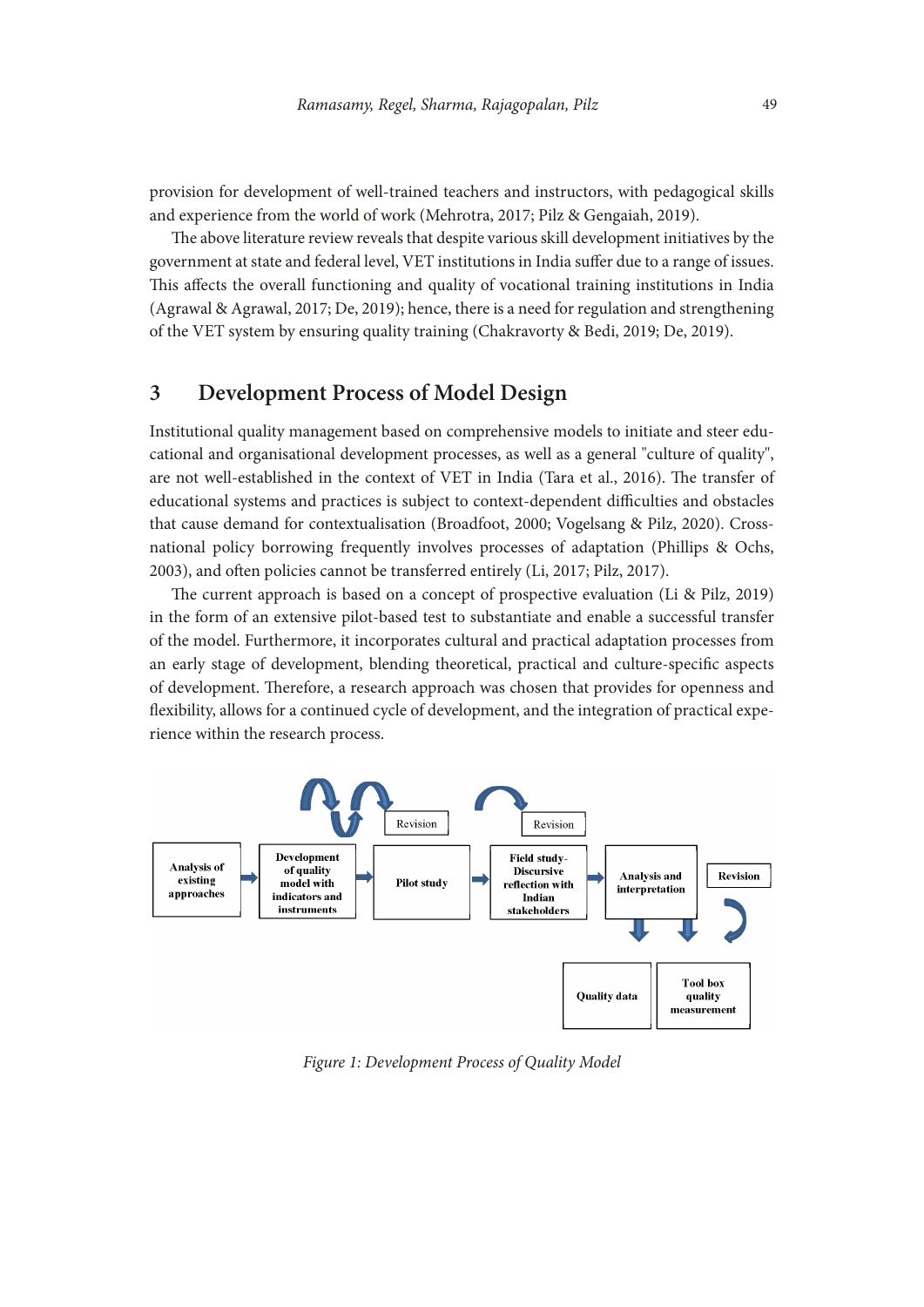provision for development of well-trained teachers and instructors, with pedagogical skills and experience from the world of work (Mehrotra, 2017; Pilz & Gengaiah, 2019).

The above literature review reveals that despite various skill development initiatives by the government at state and federal level, VET institutions in India suffer due to a range of issues. This affects the overall functioning and quality of vocational training institutions in India (Agrawal & Agrawal, 2017; De, 2019); hence, there is a need for regulation and strengthening of the VET system by ensuring quality training (Chakravorty & Bedi, 2019; De, 2019).

## 3 Development Process of Model Design

Institutional quality management based on comprehensive models to initiate and steer educational and organisational development processes, as well as a general "culture of quality", are not well-established in the context of VET in India (Tara et al., 2016). The transfer of educational systems and practices is subject to context-dependent difficulties and obstacles that cause demand for contextualisation (Broadfoot, 2000; Vogelsang & Pilz, 2020). Cross-national policy borrowing frequently involves processes of adaptation (Phillips & Ochs, 2003), and often policies cannot be transferred entirely (Li, 2017; Pilz, 2017).

The current approach is based on a concept of prospective evaluation (Li & Pilz, 2019) in the form of an extensive pilot-based test to substantiate and enable a successful transfer of the model. Furthermore, it incorporates cultural and practical adaptation processes from an early stage of development, blending theoretical, practical and culture-specific aspects of development. Therefore, a research approach was chosen that provides for openness and flexibility, allows for a continued cycle of development, and the integration of practical experience within the research process.

Analysis of existing approaches → Development of quality model with indicators and instruments → Pilot study → Field study-Discursive reflection with Indian stakeholders → Analysis and interpretation → Quality data; Tool box quality measurement

Revision / Revision / Revision

*Figure 1: Development Process of Quality Model*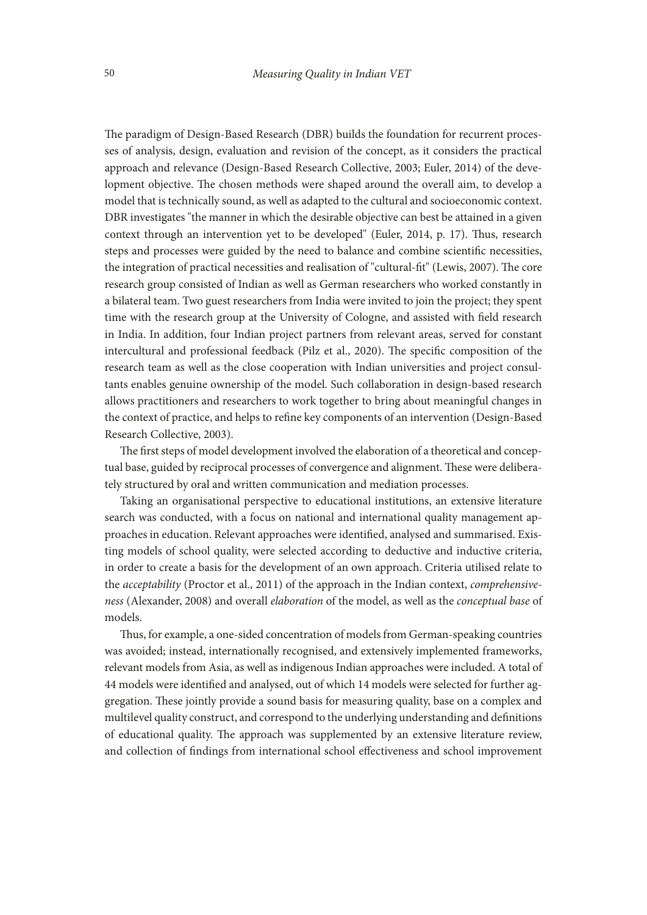The paradigm of Design-Based Research (DBR) builds the foundation for recurrent processes of analysis, design, evaluation and revision of the concept, as it considers the practical approach and relevance (Design-Based Research Collective, 2003; Euler, 2014) of the development objective. The chosen methods were shaped around the overall aim, to develop a model that is technically sound, as well as adapted to the cultural and socioeconomic context. DBR investigates "the manner in which the desirable objective can best be attained in a given context through an intervention yet to be developed" (Euler, 2014, p. 17). Thus, research steps and processes were guided by the need to balance and combine scientific necessities, the integration of practical necessities and realisation of "cultural-fit" (Lewis, 2007). The core research group consisted of Indian as well as German researchers who worked constantly in a bilateral team. Two guest researchers from India were invited to join the project; they spent time with the research group at the University of Cologne, and assisted with field research in India. In addition, four Indian project partners from relevant areas, served for constant intercultural and professional feedback (Pilz et al., 2020). The specific composition of the research team as well as the close cooperation with Indian universities and project consultants enables genuine ownership of the model. Such collaboration in design-based research allows practitioners and researchers to work together to bring about meaningful changes in the context of practice, and helps to refine key components of an intervention (Design-Based Research Collective, 2003).

The first steps of model development involved the elaboration of a theoretical and conceptual base, guided by reciprocal processes of convergence and alignment. These were deliberately structured by oral and written communication and mediation processes.

Taking an organisational perspective to educational institutions, an extensive literature search was conducted, with a focus on national and international quality management approaches in education. Relevant approaches were identified, analysed and summarised. Existing models of school quality, were selected according to deductive and inductive criteria, in order to create a basis for the development of an own approach. Criteria utilised relate to the *acceptability* (Proctor et al., 2011) of the approach in the Indian context, *comprehensiveness* (Alexander, 2008) and overall *elaboration* of the model, as well as the *conceptual base* of models.

Thus, for example, a one-sided concentration of models from German-speaking countries was avoided; instead, internationally recognised, and extensively implemented frameworks, relevant models from Asia, as well as indigenous Indian approaches were included. A total of 44 models were identified and analysed, out of which 14 models were selected for further aggregation. These jointly provide a sound basis for measuring quality, base on a complex and multilevel quality construct, and correspond to the underlying understanding and definitions of educational quality. The approach was supplemented by an extensive literature review, and collection of findings from international school effectiveness and school improvement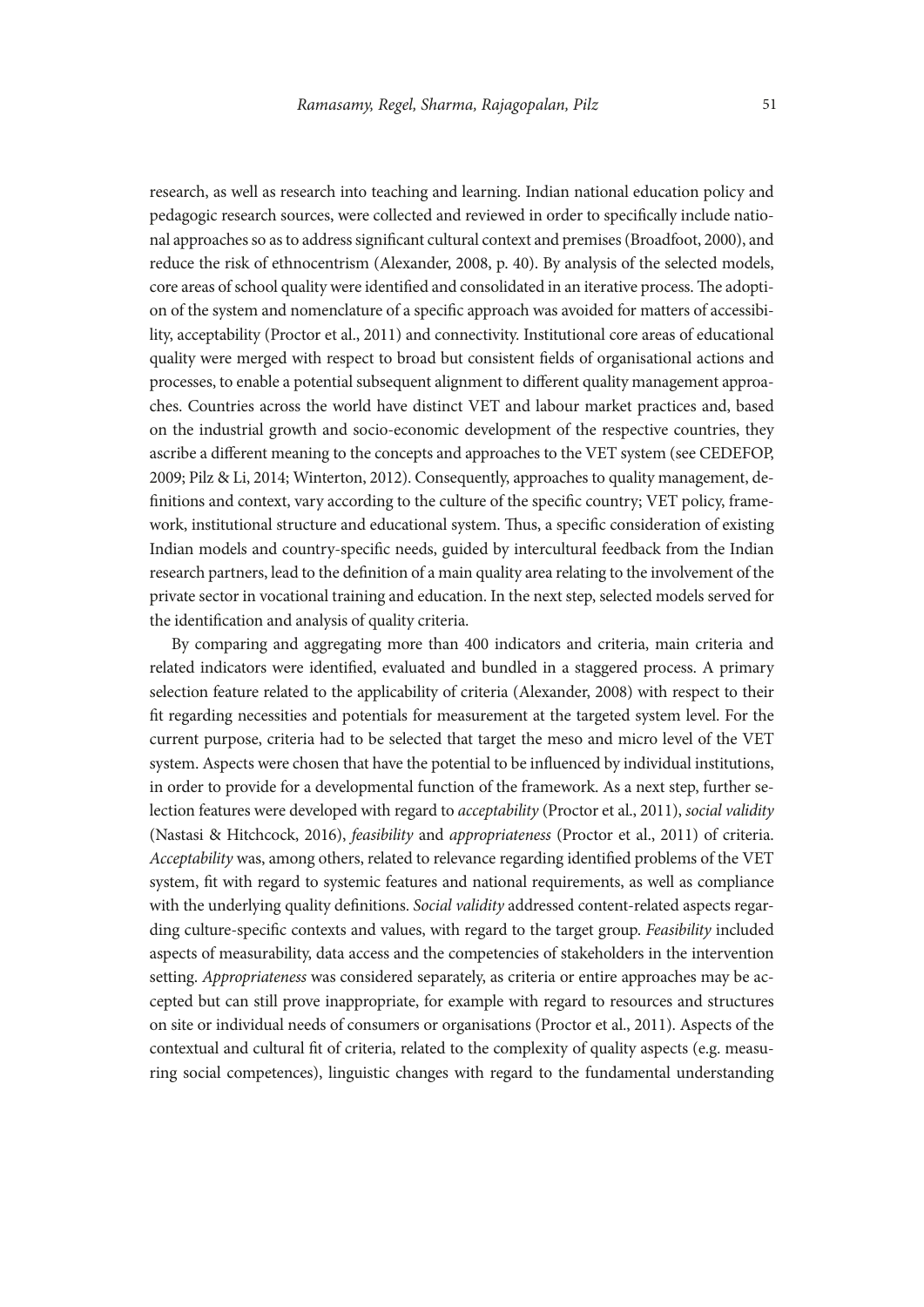research, as well as research into teaching and learning. Indian national education policy and pedagogic research sources, were collected and reviewed in order to specifically include national approaches so as to address significant cultural context and premises (Broadfoot, 2000), and reduce the risk of ethnocentrism (Alexander, 2008, p. 40). By analysis of the selected models, core areas of school quality were identified and consolidated in an iterative process. The adoption of the system and nomenclature of a specific approach was avoided for matters of accessibility, acceptability (Proctor et al., 2011) and connectivity. Institutional core areas of educational quality were merged with respect to broad but consistent fields of organisational actions and processes, to enable a potential subsequent alignment to different quality management approaches. Countries across the world have distinct VET and labour market practices and, based on the industrial growth and socio-economic development of the respective countries, they ascribe a different meaning to the concepts and approaches to the VET system (see CEDEFOP, 2009; Pilz & Li, 2014; Winterton, 2012). Consequently, approaches to quality management, definitions and context, vary according to the culture of the specific country; VET policy, framework, institutional structure and educational system. Thus, a specific consideration of existing Indian models and country-specific needs, guided by intercultural feedback from the Indian research partners, lead to the definition of a main quality area relating to the involvement of the private sector in vocational training and education. In the next step, selected models served for the identification and analysis of quality criteria.

By comparing and aggregating more than 400 indicators and criteria, main criteria and related indicators were identified, evaluated and bundled in a staggered process. A primary selection feature related to the applicability of criteria (Alexander, 2008) with respect to their fit regarding necessities and potentials for measurement at the targeted system level. For the current purpose, criteria had to be selected that target the meso and micro level of the VET system. Aspects were chosen that have the potential to be influenced by individual institutions, in order to provide for a developmental function of the framework. As a next step, further selection features were developed with regard to *acceptability* (Proctor et al., 2011), *social validity* (Nastasi & Hitchcock, 2016), *feasibility* and *appropriateness* (Proctor et al., 2011) of criteria. *Acceptability* was, among others, related to relevance regarding identified problems of the VET system, fit with regard to systemic features and national requirements, as well as compliance with the underlying quality definitions. *Social validity* addressed content-related aspects regarding culture-specific contexts and values, with regard to the target group. *Feasibility* included aspects of measurability, data access and the competencies of stakeholders in the intervention setting. *Appropriateness* was considered separately, as criteria or entire approaches may be accepted but can still prove inappropriate, for example with regard to resources and structures on site or individual needs of consumers or organisations (Proctor et al., 2011). Aspects of the contextual and cultural fit of criteria, related to the complexity of quality aspects (e.g. measuring social competences), linguistic changes with regard to the fundamental understanding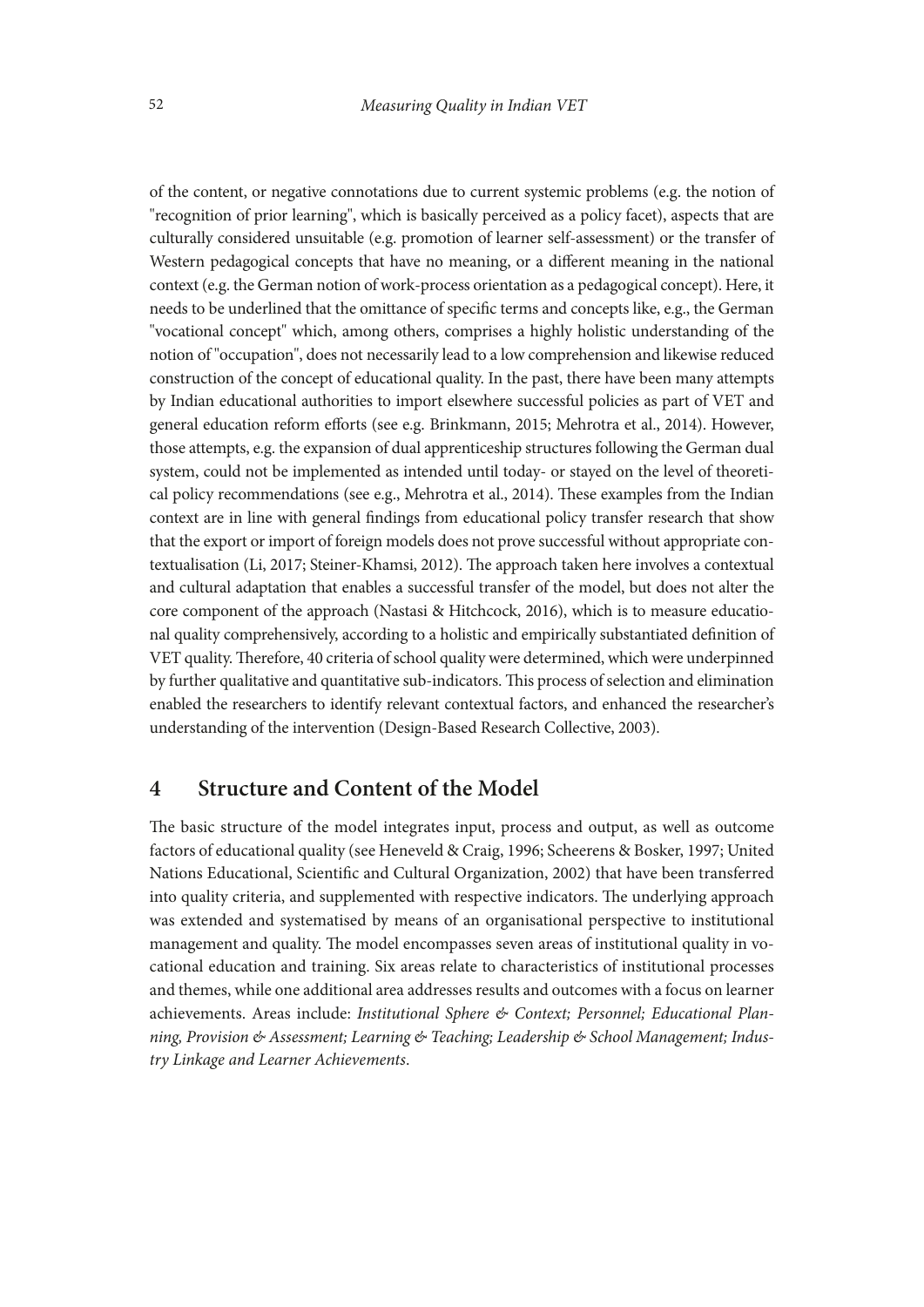of the content, or negative connotations due to current systemic problems (e.g. the notion of "recognition of prior learning", which is basically perceived as a policy facet), aspects that are culturally considered unsuitable (e.g. promotion of learner self-assessment) or the transfer of Western pedagogical concepts that have no meaning, or a different meaning in the national context (e.g. the German notion of work-process orientation as a pedagogical concept). Here, it needs to be underlined that the omittance of specific terms and concepts like, e.g., the German "vocational concept" which, among others, comprises a highly holistic understanding of the notion of "occupation", does not necessarily lead to a low comprehension and likewise reduced construction of the concept of educational quality. In the past, there have been many attempts by Indian educational authorities to import elsewhere successful policies as part of VET and general education reform efforts (see e.g. Brinkmann, 2015; Mehrotra et al., 2014). However, those attempts, e.g. the expansion of dual apprenticeship structures following the German dual system, could not be implemented as intended until today- or stayed on the level of theoretical policy recommendations (see e.g., Mehrotra et al., 2014). These examples from the Indian context are in line with general findings from educational policy transfer research that show that the export or import of foreign models does not prove successful without appropriate contextualisation (Li, 2017; Steiner-Khamsi, 2012). The approach taken here involves a contextual and cultural adaptation that enables a successful transfer of the model, but does not alter the core component of the approach (Nastasi & Hitchcock, 2016), which is to measure educational quality comprehensively, according to a holistic and empirically substantiated definition of VET quality. Therefore, 40 criteria of school quality were determined, which were underpinned by further qualitative and quantitative sub-indicators. This process of selection and elimination enabled the researchers to identify relevant contextual factors, and enhanced the researcher's understanding of the intervention (Design-Based Research Collective, 2003).

## 4 Structure and Content of the Model

The basic structure of the model integrates input, process and output, as well as outcome factors of educational quality (see Heneveld & Craig, 1996; Scheerens & Bosker, 1997; United Nations Educational, Scientific and Cultural Organization, 2002) that have been transferred into quality criteria, and supplemented with respective indicators. The underlying approach was extended and systematised by means of an organisational perspective to institutional management and quality. The model encompasses seven areas of institutional quality in vocational education and training. Six areas relate to characteristics of institutional processes and themes, while one additional area addresses results and outcomes with a focus on learner achievements. Areas include: *Institutional Sphere & Context; Personnel; Educational Planning, Provision & Assessment; Learning & Teaching; Leadership & School Management; Industry Linkage and Learner Achievements*.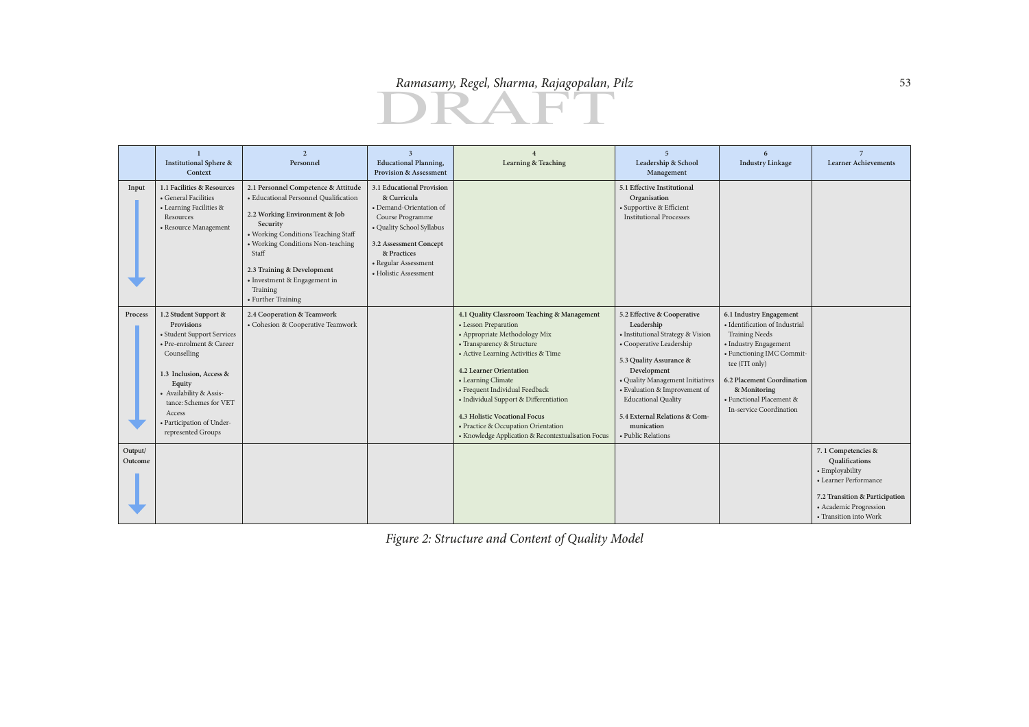| | 1 Institutional Sphere & Context | 2 Personnel | 3 Educational Planning, Provision & Assessment | 4 Learning & Teaching | 5 Leadership & School Management | 6 Industry Linkage | 7 Learner Achievements |
|---|---|---|---|---|---|---|---|
| Input | **1.1 Facilities & Resources** • General Facilities • Learning Facilities & Resources • Resource Management | **2.1 Personnel Competence & Attitude** • Educational Personnel Qualification **2.2 Working Environment & Job Security** • Working Conditions Teaching Staff • Working Conditions Non-teaching Staff **2.3 Training & Development** • Investment & Engagement in Training • Further Training | **3.1 Educational Provision & Curricula** • Demand-Orientation of Course Programme • Quality School Syllabus **3.2 Assessment Concept & Practices** • Regular Assessment • Holistic Assessment | | **5.1 Effective Institutional Organisation** • Supportive & Efficient Institutional Processes | | |
| Process | **1.2 Student Support & Provisions** • Student Support Services • Pre-enrolment & Career Counselling **1.3 Inclusion, Access & Equity** • Availability & Assistance: Schemes for VET Access • Participation of Underrepresented Groups | **2.4 Cooperation & Teamwork** • Cohesion & Cooperative Teamwork | | **4.1 Quality Classroom Teaching & Management** • Lesson Preparation • Appropriate Methodology Mix • Transparency & Structure • Active Learning Activities & Time **4.2 Learner Orientation** • Learning Climate • Frequent Individual Feedback • Individual Support & Differentiation **4.3 Holistic Vocational Focus** • Practice & Occupation Orientation • Knowledge Application & Recontextualisation Focus | **5.2 Effective & Cooperative Leadership** • Institutional Strategy & Vision • Cooperative Leadership **5.3 Quality Assurance & Development** • Quality Management Initiatives • Evaluation & Improvement of Educational Quality **5.4 External Relations & Communication** • Public Relations | **6.1 Industry Engagement** • Identification of Industrial Training Needs • Industry Engagement • Functioning IMC Committee (ITI only) **6.2 Placement Coordination & Monitoring** • Functional Placement & In-service Coordination | |
| Output/ Outcome | | | | | | | **7.1 Competencies & Qualifications** • Employability • Learner Performance **7.2 Transition & Participation** • Academic Progression • Transition into Work |

*Figure 2: Structure and Content of Quality Model*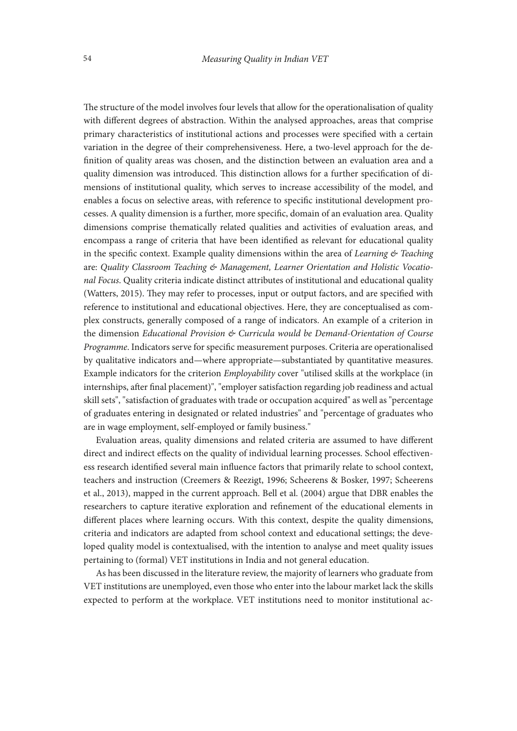The structure of the model involves four levels that allow for the operationalisation of quality with different degrees of abstraction. Within the analysed approaches, areas that comprise primary characteristics of institutional actions and processes were specified with a certain variation in the degree of their comprehensiveness. Here, a two-level approach for the definition of quality areas was chosen, and the distinction between an evaluation area and a quality dimension was introduced. This distinction allows for a further specification of dimensions of institutional quality, which serves to increase accessibility of the model, and enables a focus on selective areas, with reference to specific institutional development processes. A quality dimension is a further, more specific, domain of an evaluation area. Quality dimensions comprise thematically related qualities and activities of evaluation areas, and encompass a range of criteria that have been identified as relevant for educational quality in the specific context. Example quality dimensions within the area of *Learning & Teaching* are: *Quality Classroom Teaching & Management, Learner Orientation and Holistic Vocational Focus*. Quality criteria indicate distinct attributes of institutional and educational quality (Watters, 2015). They may refer to processes, input or output factors, and are specified with reference to institutional and educational objectives. Here, they are conceptualised as complex constructs, generally composed of a range of indicators. An example of a criterion in the dimension *Educational Provision & Curricula would be Demand-Orientation of Course Programme*. Indicators serve for specific measurement purposes. Criteria are operationalised by qualitative indicators and—where appropriate—substantiated by quantitative measures. Example indicators for the criterion *Employability* cover "utilised skills at the workplace (in internships, after final placement)", "employer satisfaction regarding job readiness and actual skill sets", "satisfaction of graduates with trade or occupation acquired" as well as "percentage of graduates entering in designated or related industries" and "percentage of graduates who are in wage employment, self-employed or family business."

Evaluation areas, quality dimensions and related criteria are assumed to have different direct and indirect effects on the quality of individual learning processes. School effectiveness research identified several main influence factors that primarily relate to school context, teachers and instruction (Creemers & Reezigt, 1996; Scheerens & Bosker, 1997; Scheerens et al., 2013), mapped in the current approach. Bell et al. (2004) argue that DBR enables the researchers to capture iterative exploration and refinement of the educational elements in different places where learning occurs. With this context, despite the quality dimensions, criteria and indicators are adapted from school context and educational settings; the developed quality model is contextualised, with the intention to analyse and meet quality issues pertaining to (formal) VET institutions in India and not general education.

As has been discussed in the literature review, the majority of learners who graduate from VET institutions are unemployed, even those who enter into the labour market lack the skills expected to perform at the workplace. VET institutions need to monitor institutional ac-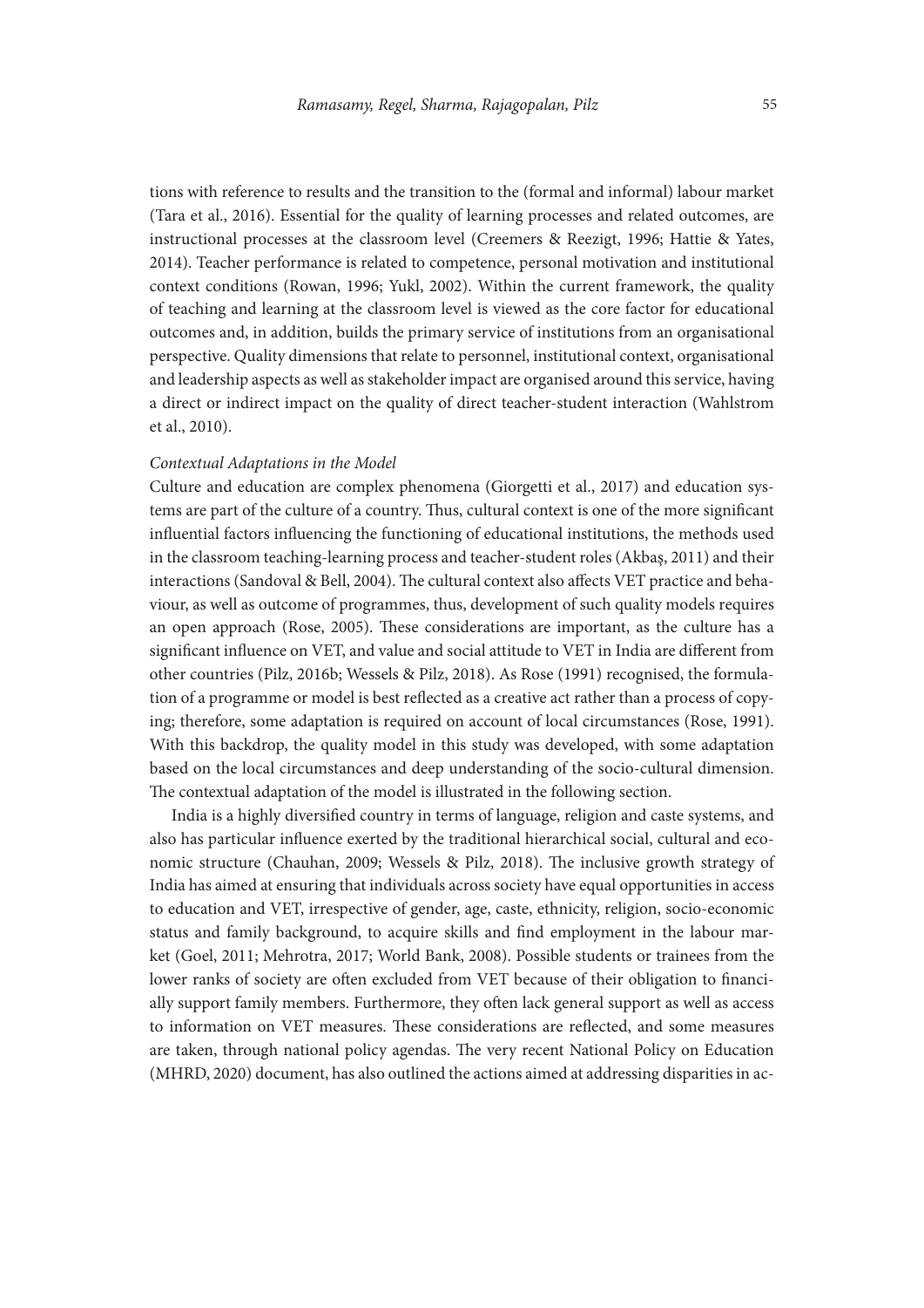tions with reference to results and the transition to the (formal and informal) labour market (Tara et al., 2016). Essential for the quality of learning processes and related outcomes, are instructional processes at the classroom level (Creemers & Reezigt, 1996; Hattie & Yates, 2014). Teacher performance is related to competence, personal motivation and institutional context conditions (Rowan, 1996; Yukl, 2002). Within the current framework, the quality of teaching and learning at the classroom level is viewed as the core factor for educational outcomes and, in addition, builds the primary service of institutions from an organisational perspective. Quality dimensions that relate to personnel, institutional context, organisational and leadership aspects as well as stakeholder impact are organised around this service, having a direct or indirect impact on the quality of direct teacher-student interaction (Wahlstrom et al., 2010).

*Contextual Adaptations in the Model*

Culture and education are complex phenomena (Giorgetti et al., 2017) and education systems are part of the culture of a country. Thus, cultural context is one of the more significant influential factors influencing the functioning of educational institutions, the methods used in the classroom teaching-learning process and teacher-student roles (Akbaş, 2011) and their interactions (Sandoval & Bell, 2004). The cultural context also affects VET practice and behaviour, as well as outcome of programmes, thus, development of such quality models requires an open approach (Rose, 2005). These considerations are important, as the culture has a significant influence on VET, and value and social attitude to VET in India are different from other countries (Pilz, 2016b; Wessels & Pilz, 2018). As Rose (1991) recognised, the formulation of a programme or model is best reflected as a creative act rather than a process of copying; therefore, some adaptation is required on account of local circumstances (Rose, 1991). With this backdrop, the quality model in this study was developed, with some adaptation based on the local circumstances and deep understanding of the socio-cultural dimension. The contextual adaptation of the model is illustrated in the following section.

India is a highly diversified country in terms of language, religion and caste systems, and also has particular influence exerted by the traditional hierarchical social, cultural and economic structure (Chauhan, 2009; Wessels & Pilz, 2018). The inclusive growth strategy of India has aimed at ensuring that individuals across society have equal opportunities in access to education and VET, irrespective of gender, age, caste, ethnicity, religion, socio-economic status and family background, to acquire skills and find employment in the labour market (Goel, 2011; Mehrotra, 2017; World Bank, 2008). Possible students or trainees from the lower ranks of society are often excluded from VET because of their obligation to financially support family members. Furthermore, they often lack general support as well as access to information on VET measures. These considerations are reflected, and some measures are taken, through national policy agendas. The very recent National Policy on Education (MHRD, 2020) document, has also outlined the actions aimed at addressing disparities in ac-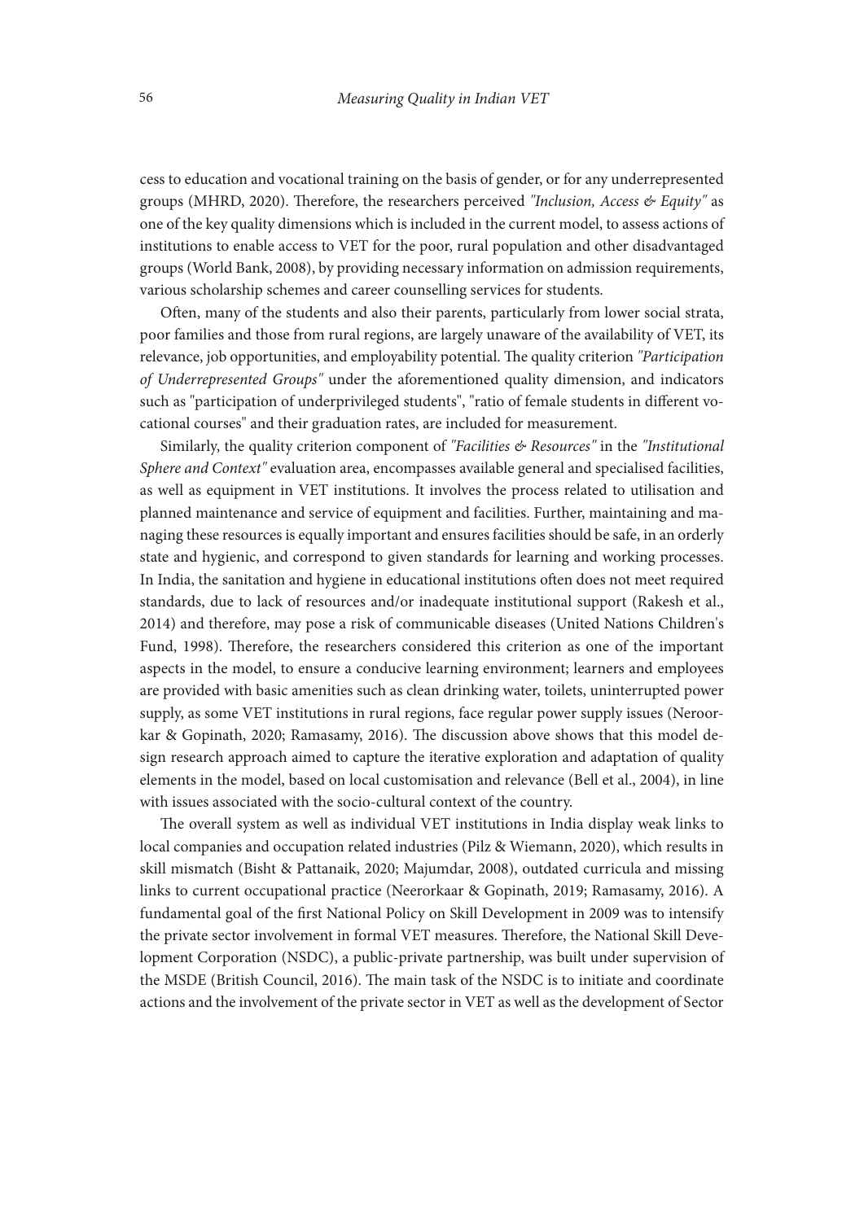cess to education and vocational training on the basis of gender, or for any underrepresented groups (MHRD, 2020). Therefore, the researchers perceived *"Inclusion, Access & Equity"* as one of the key quality dimensions which is included in the current model, to assess actions of institutions to enable access to VET for the poor, rural population and other disadvantaged groups (World Bank, 2008), by providing necessary information on admission requirements, various scholarship schemes and career counselling services for students.

Often, many of the students and also their parents, particularly from lower social strata, poor families and those from rural regions, are largely unaware of the availability of VET, its relevance, job opportunities, and employability potential. The quality criterion *"Participation of Underrepresented Groups"* under the aforementioned quality dimension, and indicators such as "participation of underprivileged students", "ratio of female students in different vocational courses" and their graduation rates, are included for measurement.

Similarly, the quality criterion component of *"Facilities & Resources"* in the *"Institutional Sphere and Context"* evaluation area, encompasses available general and specialised facilities, as well as equipment in VET institutions. It involves the process related to utilisation and planned maintenance and service of equipment and facilities. Further, maintaining and managing these resources is equally important and ensures facilities should be safe, in an orderly state and hygienic, and correspond to given standards for learning and working processes. In India, the sanitation and hygiene in educational institutions often does not meet required standards, due to lack of resources and/or inadequate institutional support (Rakesh et al., 2014) and therefore, may pose a risk of communicable diseases (United Nations Children's Fund, 1998). Therefore, the researchers considered this criterion as one of the important aspects in the model, to ensure a conducive learning environment; learners and employees are provided with basic amenities such as clean drinking water, toilets, uninterrupted power supply, as some VET institutions in rural regions, face regular power supply issues (Neroorkar & Gopinath, 2020; Ramasamy, 2016). The discussion above shows that this model design research approach aimed to capture the iterative exploration and adaptation of quality elements in the model, based on local customisation and relevance (Bell et al., 2004), in line with issues associated with the socio-cultural context of the country.

The overall system as well as individual VET institutions in India display weak links to local companies and occupation related industries (Pilz & Wiemann, 2020), which results in skill mismatch (Bisht & Pattanaik, 2020; Majumdar, 2008), outdated curricula and missing links to current occupational practice (Neerorkaar & Gopinath, 2019; Ramasamy, 2016). A fundamental goal of the first National Policy on Skill Development in 2009 was to intensify the private sector involvement in formal VET measures. Therefore, the National Skill Development Corporation (NSDC), a public-private partnership, was built under supervision of the MSDE (British Council, 2016). The main task of the NSDC is to initiate and coordinate actions and the involvement of the private sector in VET as well as the development of Sector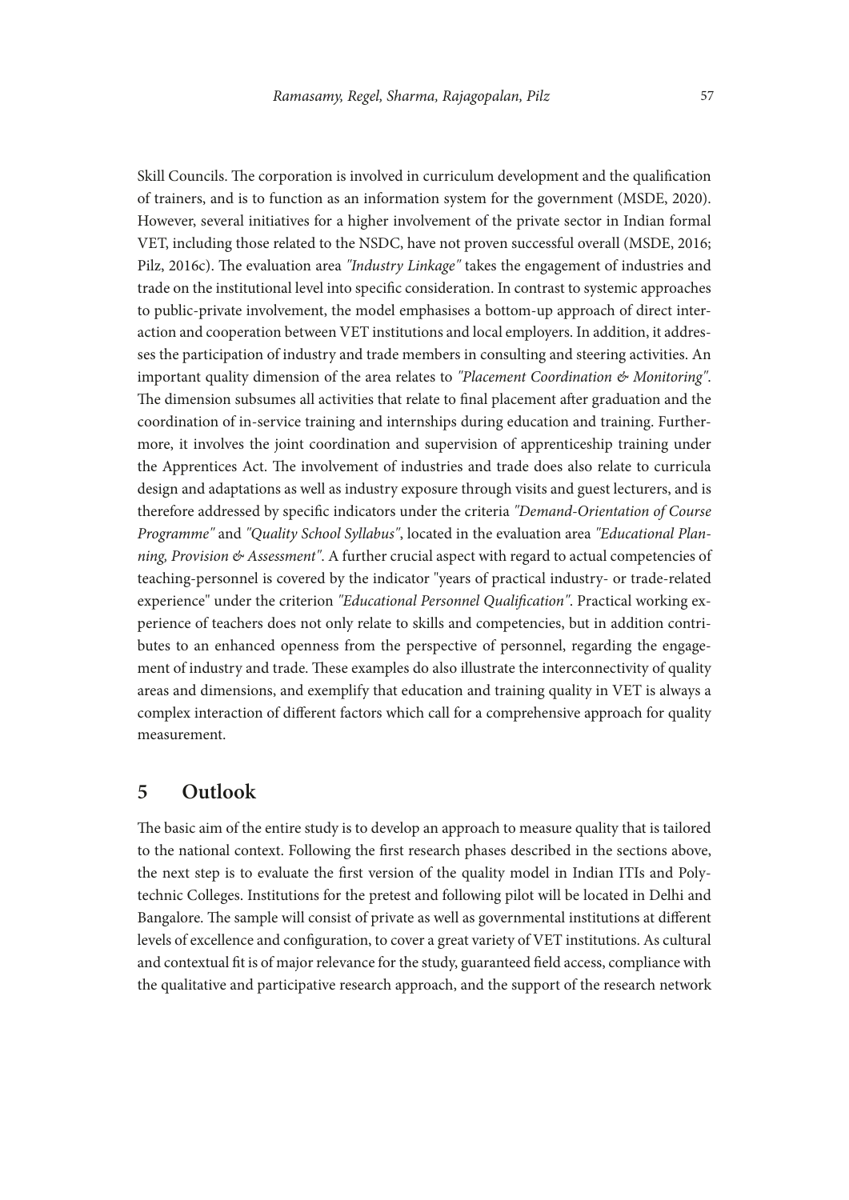Skill Councils. The corporation is involved in curriculum development and the qualification of trainers, and is to function as an information system for the government (MSDE, 2020). However, several initiatives for a higher involvement of the private sector in Indian formal VET, including those related to the NSDC, have not proven successful overall (MSDE, 2016; Pilz, 2016c). The evaluation area *"Industry Linkage"* takes the engagement of industries and trade on the institutional level into specific consideration. In contrast to systemic approaches to public-private involvement, the model emphasises a bottom-up approach of direct interaction and cooperation between VET institutions and local employers. In addition, it addresses the participation of industry and trade members in consulting and steering activities. An important quality dimension of the area relates to *"Placement Coordination & Monitoring"*. The dimension subsumes all activities that relate to final placement after graduation and the coordination of in-service training and internships during education and training. Furthermore, it involves the joint coordination and supervision of apprenticeship training under the Apprentices Act. The involvement of industries and trade does also relate to curricula design and adaptations as well as industry exposure through visits and guest lecturers, and is therefore addressed by specific indicators under the criteria *"Demand-Orientation of Course Programme"* and *"Quality School Syllabus"*, located in the evaluation area *"Educational Planning, Provision & Assessment"*. A further crucial aspect with regard to actual competencies of teaching-personnel is covered by the indicator "years of practical industry- or trade-related experience" under the criterion *"Educational Personnel Qualification"*. Practical working experience of teachers does not only relate to skills and competencies, but in addition contributes to an enhanced openness from the perspective of personnel, regarding the engagement of industry and trade. These examples do also illustrate the interconnectivity of quality areas and dimensions, and exemplify that education and training quality in VET is always a complex interaction of different factors which call for a comprehensive approach for quality measurement.

## 5 Outlook

The basic aim of the entire study is to develop an approach to measure quality that is tailored to the national context. Following the first research phases described in the sections above, the next step is to evaluate the first version of the quality model in Indian ITIs and Polytechnic Colleges. Institutions for the pretest and following pilot will be located in Delhi and Bangalore. The sample will consist of private as well as governmental institutions at different levels of excellence and configuration, to cover a great variety of VET institutions. As cultural and contextual fit is of major relevance for the study, guaranteed field access, compliance with the qualitative and participative research approach, and the support of the research network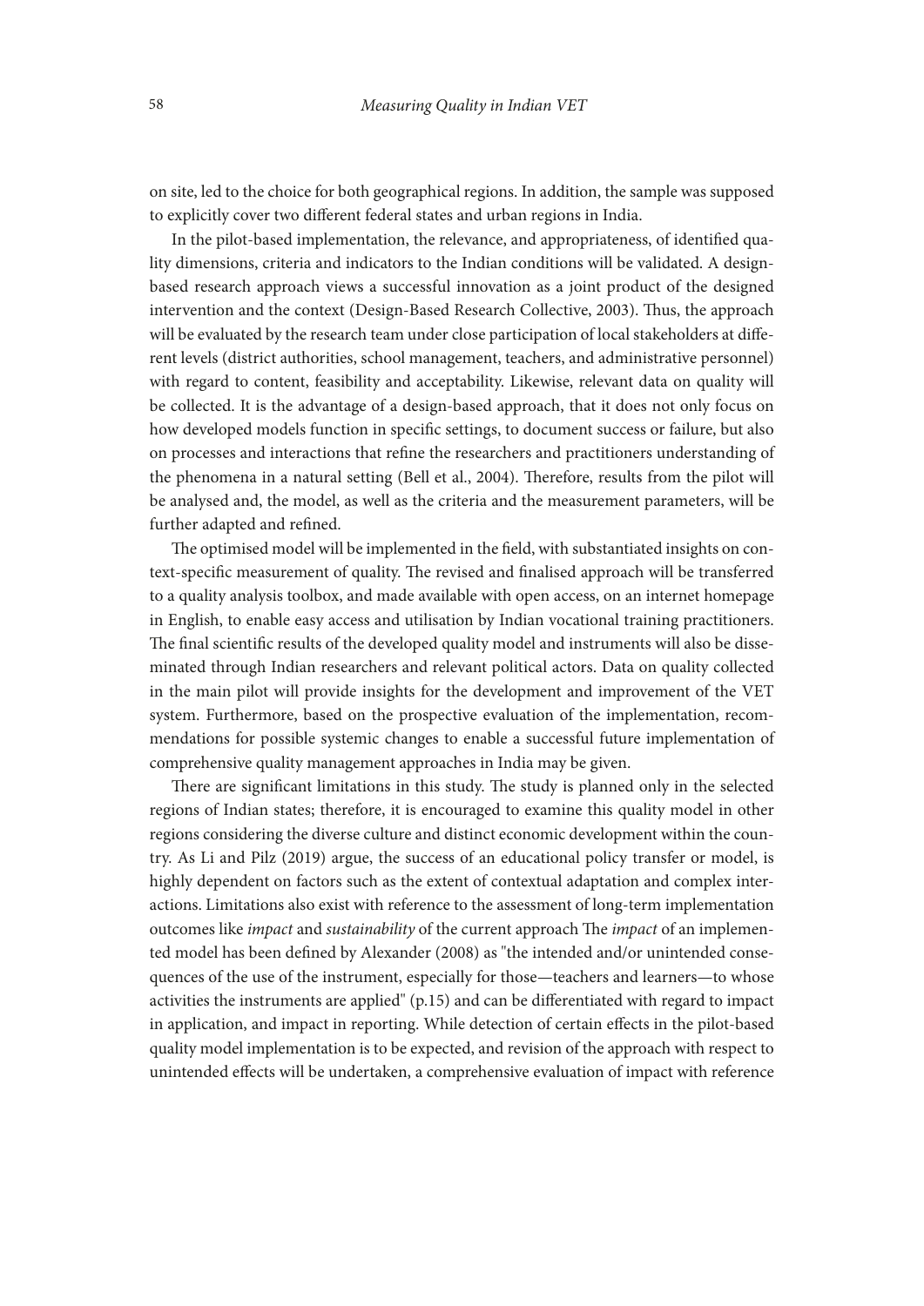on site, led to the choice for both geographical regions. In addition, the sample was supposed to explicitly cover two different federal states and urban regions in India.

In the pilot-based implementation, the relevance, and appropriateness, of identified quality dimensions, criteria and indicators to the Indian conditions will be validated. A design-based research approach views a successful innovation as a joint product of the designed intervention and the context (Design-Based Research Collective, 2003). Thus, the approach will be evaluated by the research team under close participation of local stakeholders at different levels (district authorities, school management, teachers, and administrative personnel) with regard to content, feasibility and acceptability. Likewise, relevant data on quality will be collected. It is the advantage of a design-based approach, that it does not only focus on how developed models function in specific settings, to document success or failure, but also on processes and interactions that refine the researchers and practitioners understanding of the phenomena in a natural setting (Bell et al., 2004). Therefore, results from the pilot will be analysed and, the model, as well as the criteria and the measurement parameters, will be further adapted and refined.

The optimised model will be implemented in the field, with substantiated insights on context-specific measurement of quality. The revised and finalised approach will be transferred to a quality analysis toolbox, and made available with open access, on an internet homepage in English, to enable easy access and utilisation by Indian vocational training practitioners. The final scientific results of the developed quality model and instruments will also be disseminated through Indian researchers and relevant political actors. Data on quality collected in the main pilot will provide insights for the development and improvement of the VET system. Furthermore, based on the prospective evaluation of the implementation, recommendations for possible systemic changes to enable a successful future implementation of comprehensive quality management approaches in India may be given.

There are significant limitations in this study. The study is planned only in the selected regions of Indian states; therefore, it is encouraged to examine this quality model in other regions considering the diverse culture and distinct economic development within the country. As Li and Pilz (2019) argue, the success of an educational policy transfer or model, is highly dependent on factors such as the extent of contextual adaptation and complex interactions. Limitations also exist with reference to the assessment of long-term implementation outcomes like *impact* and *sustainability* of the current approach The *impact* of an implemented model has been defined by Alexander (2008) as "the intended and/or unintended consequences of the use of the instrument, especially for those—teachers and learners—to whose activities the instruments are applied" (p.15) and can be differentiated with regard to impact in application, and impact in reporting. While detection of certain effects in the pilot-based quality model implementation is to be expected, and revision of the approach with respect to unintended effects will be undertaken, a comprehensive evaluation of impact with reference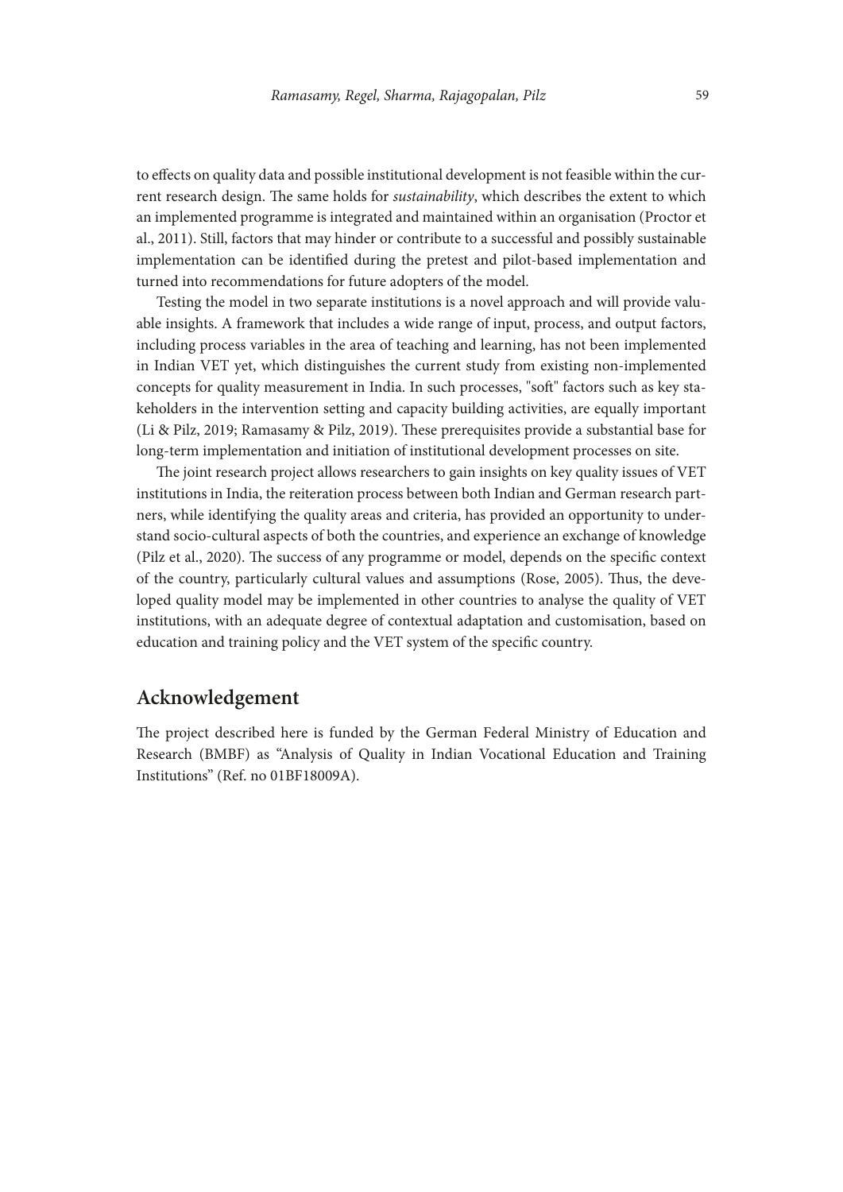to effects on quality data and possible institutional development is not feasible within the current research design. The same holds for *sustainability*, which describes the extent to which an implemented programme is integrated and maintained within an organisation (Proctor et al., 2011). Still, factors that may hinder or contribute to a successful and possibly sustainable implementation can be identified during the pretest and pilot-based implementation and turned into recommendations for future adopters of the model.

Testing the model in two separate institutions is a novel approach and will provide valuable insights. A framework that includes a wide range of input, process, and output factors, including process variables in the area of teaching and learning, has not been implemented in Indian VET yet, which distinguishes the current study from existing non-implemented concepts for quality measurement in India. In such processes, "soft" factors such as key stakeholders in the intervention setting and capacity building activities, are equally important (Li & Pilz, 2019; Ramasamy & Pilz, 2019). These prerequisites provide a substantial base for long-term implementation and initiation of institutional development processes on site.

The joint research project allows researchers to gain insights on key quality issues of VET institutions in India, the reiteration process between both Indian and German research partners, while identifying the quality areas and criteria, has provided an opportunity to understand socio-cultural aspects of both the countries, and experience an exchange of knowledge (Pilz et al., 2020). The success of any programme or model, depends on the specific context of the country, particularly cultural values and assumptions (Rose, 2005). Thus, the developed quality model may be implemented in other countries to analyse the quality of VET institutions, with an adequate degree of contextual adaptation and customisation, based on education and training policy and the VET system of the specific country.

## Acknowledgement

The project described here is funded by the German Federal Ministry of Education and Research (BMBF) as "Analysis of Quality in Indian Vocational Education and Training Institutions" (Ref. no 01BF18009A).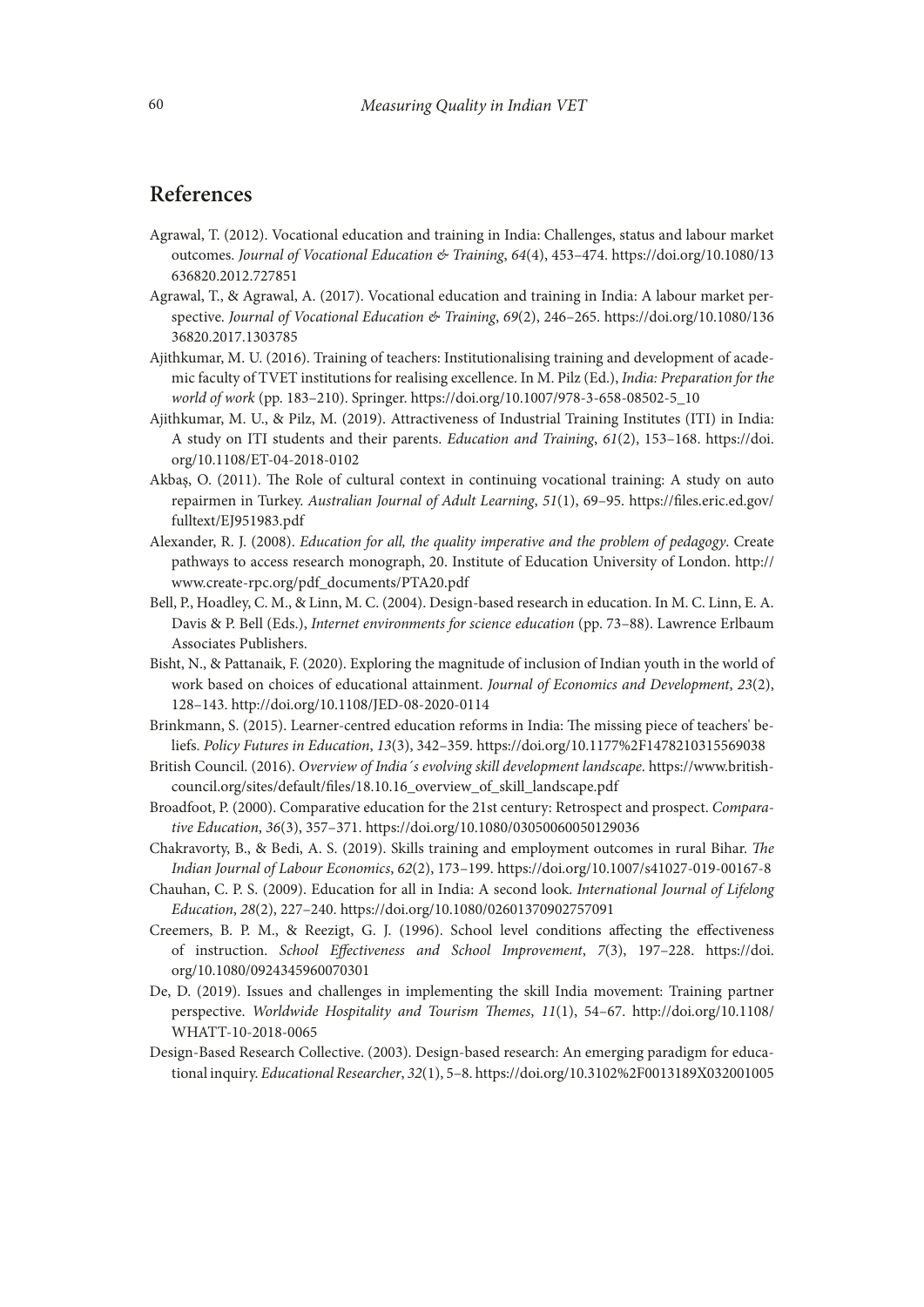## References

Agrawal, T. (2012). Vocational education and training in India: Challenges, status and labour market outcomes. *Journal of Vocational Education & Training*, *64*(4), 453–474. https://doi.org/10.1080/13636820.2012.727851

Agrawal, T., & Agrawal, A. (2017). Vocational education and training in India: A labour market perspective. *Journal of Vocational Education & Training*, *69*(2), 246–265. https://doi.org/10.1080/13636820.2017.1303785

Ajithkumar, M. U. (2016). Training of teachers: Institutionalising training and development of academic faculty of TVET institutions for realising excellence. In M. Pilz (Ed.), *India: Preparation for the world of work* (pp. 183–210). Springer. https://doi.org/10.1007/978-3-658-08502-5_10

Ajithkumar, M. U., & Pilz, M. (2019). Attractiveness of Industrial Training Institutes (ITI) in India: A study on ITI students and their parents. *Education and Training*, *61*(2), 153–168. https://doi.org/10.1108/ET-04-2018-0102

Akbaş, O. (2011). The Role of cultural context in continuing vocational training: A study on auto repairmen in Turkey. *Australian Journal of Adult Learning*, *51*(1), 69–95. https://files.eric.ed.gov/fulltext/EJ951983.pdf

Alexander, R. J. (2008). *Education for all, the quality imperative and the problem of pedagogy*. Create pathways to access research monograph, 20. Institute of Education University of London. http://www.create-rpc.org/pdf_documents/PTA20.pdf

Bell, P., Hoadley, C. M., & Linn, M. C. (2004). Design-based research in education. In M. C. Linn, E. A. Davis & P. Bell (Eds.), *Internet environments for science education* (pp. 73–88). Lawrence Erlbaum Associates Publishers.

Bisht, N., & Pattanaik, F. (2020). Exploring the magnitude of inclusion of Indian youth in the world of work based on choices of educational attainment. *Journal of Economics and Development*, *23*(2), 128–143. http://doi.org/10.1108/JED-08-2020-0114

Brinkmann, S. (2015). Learner-centred education reforms in India: The missing piece of teachers' beliefs. *Policy Futures in Education*, *13*(3), 342–359. https://doi.org/10.1177%2F1478210315569038

British Council. (2016). *Overview of India´s evolving skill development landscape*. https://www.britishcouncil.org/sites/default/files/18.10.16_overview_of_skill_landscape.pdf

Broadfoot, P. (2000). Comparative education for the 21st century: Retrospect and prospect. *Comparative Education*, *36*(3), 357–371. https://doi.org/10.1080/03050060050129036

Chakravorty, B., & Bedi, A. S. (2019). Skills training and employment outcomes in rural Bihar. *The Indian Journal of Labour Economics*, *62*(2), 173–199. https://doi.org/10.1007/s41027-019-00167-8

Chauhan, C. P. S. (2009). Education for all in India: A second look. *International Journal of Lifelong Education*, *28*(2), 227–240. https://doi.org/10.1080/02601370902757091

Creemers, B. P. M., & Reezigt, G. J. (1996). School level conditions affecting the effectiveness of instruction. *School Effectiveness and School Improvement*, *7*(3), 197–228. https://doi.org/10.1080/0924345960070301

De, D. (2019). Issues and challenges in implementing the skill India movement: Training partner perspective. *Worldwide Hospitality and Tourism Themes*, *11*(1), 54–67. http://doi.org/10.1108/WHATT-10-2018-0065

Design-Based Research Collective. (2003). Design-based research: An emerging paradigm for educational inquiry. *Educational Researcher*, *32*(1), 5–8. https://doi.org/10.3102%2F0013189X032001005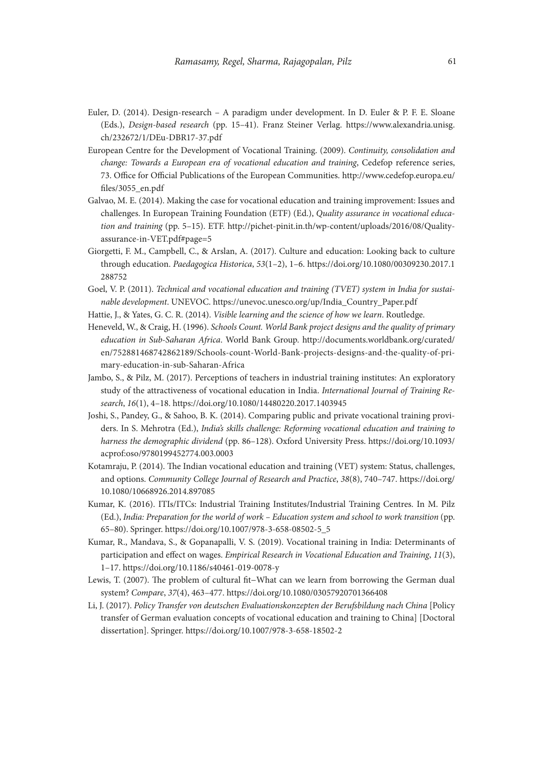Euler, D. (2014). Design-research – A paradigm under development. In D. Euler & P. F. E. Sloane (Eds.), *Design-based research* (pp. 15–41). Franz Steiner Verlag. https://www.alexandria.unisg.ch/232672/1/DEu-DBR17-37.pdf

European Centre for the Development of Vocational Training. (2009). *Continuity, consolidation and change: Towards a European era of vocational education and training*, Cedefop reference series, 73. Office for Official Publications of the European Communities. http://www.cedefop.europa.eu/files/3055_en.pdf

Galvao, M. E. (2014). Making the case for vocational education and training improvement: Issues and challenges. In European Training Foundation (ETF) (Ed.), *Quality assurance in vocational education and training* (pp. 5–15). ETF. http://pichet-pinit.in.th/wp-content/uploads/2016/08/Quality-assurance-in-VET.pdf#page=5

Giorgetti, F. M., Campbell, C., & Arslan, A. (2017). Culture and education: Looking back to culture through education. *Paedagogica Historica*, *53*(1–2), 1–6. https://doi.org/10.1080/00309230.2017.1288752

Goel, V. P. (2011). *Technical and vocational education and training (TVET) system in India for sustainable development*. UNEVOC. https://unevoc.unesco.org/up/India_Country_Paper.pdf

Hattie, J., & Yates, G. C. R. (2014). *Visible learning and the science of how we learn*. Routledge.

Heneveld, W., & Craig, H. (1996). *Schools Count. World Bank project designs and the quality of primary education in Sub-Saharan Africa*. World Bank Group. http://documents.worldbank.org/curated/en/752881468742862189/Schools-count-World-Bank-projects-designs-and-the-quality-of-primary-education-in-sub-Saharan-Africa

Jambo, S., & Pilz, M. (2017). Perceptions of teachers in industrial training institutes: An exploratory study of the attractiveness of vocational education in India. *International Journal of Training Research*, *16*(1), 4–18. https://doi.org/10.1080/14480220.2017.1403945

Joshi, S., Pandey, G., & Sahoo, B. K. (2014). Comparing public and private vocational training providers. In S. Mehrotra (Ed.), *India's skills challenge: Reforming vocational education and training to harness the demographic dividend* (pp. 86–128). Oxford University Press. https://doi.org/10.1093/acprof:oso/9780199452774.003.0003

Kotamraju, P. (2014). The Indian vocational education and training (VET) system: Status, challenges, and options. *Community College Journal of Research and Practice*, *38*(8), 740–747. https://doi.org/10.1080/10668926.2014.897085

Kumar, K. (2016). ITIs/ITCs: Industrial Training Institutes/Industrial Training Centres. In M. Pilz (Ed.), *India: Preparation for the world of work – Education system and school to work transition* (pp. 65–80). Springer. https://doi.org/10.1007/978-3-658-08502-5_5

Kumar, R., Mandava, S., & Gopanapalli, V. S. (2019). Vocational training in India: Determinants of participation and effect on wages. *Empirical Research in Vocational Education and Training*, *11*(3), 1–17. https://doi.org/10.1186/s40461-019-0078-y

Lewis, T. (2007). The problem of cultural fit–What can we learn from borrowing the German dual system? *Compare*, *37*(4), 463–477. https://doi.org/10.1080/03057920701366408

Li, J. (2017). *Policy Transfer von deutschen Evaluationskonzepten der Berufsbildung nach China* [Policy transfer of German evaluation concepts of vocational education and training to China] [Doctoral dissertation]. Springer. https://doi.org/10.1007/978-3-658-18502-2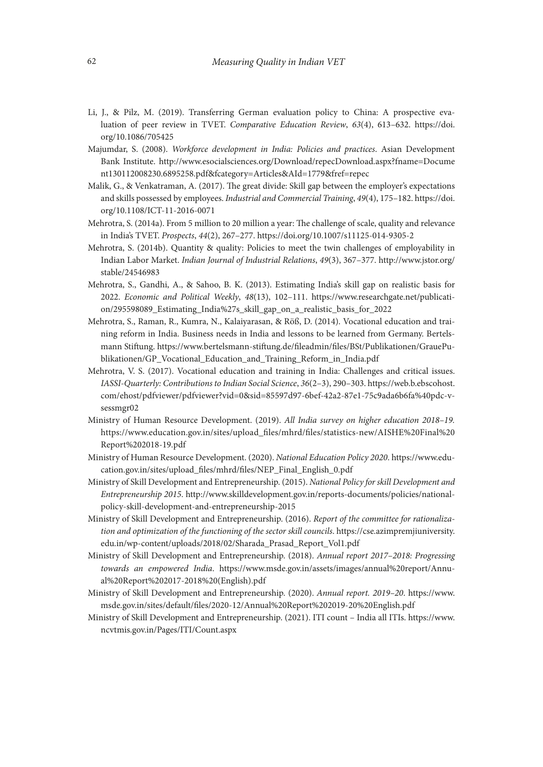Li, J., & Pilz, M. (2019). Transferring German evaluation policy to China: A prospective evaluation of peer review in TVET. *Comparative Education Review*, *63*(4), 613–632. https://doi.org/10.1086/705425

Majumdar, S. (2008). *Workforce development in India: Policies and practices*. Asian Development Bank Institute. http://www.esocialsciences.org/Download/repecDownload.aspx?fname=Document130112008230.6895258.pdf&fcategory=Articles&AId=1779&fref=repec

Malik, G., & Venkatraman, A. (2017). The great divide: Skill gap between the employer's expectations and skills possessed by employees. *Industrial and Commercial Training*, *49*(4), 175–182. https://doi.org/10.1108/ICT-11-2016-0071

Mehrotra, S. (2014a). From 5 million to 20 million a year: The challenge of scale, quality and relevance in India's TVET. *Prospects*, *44*(2), 267–277. https://doi.org/10.1007/s11125-014-9305-2

Mehrotra, S. (2014b). Quantity & quality: Policies to meet the twin challenges of employability in Indian Labor Market. *Indian Journal of Industrial Relations*, *49*(3), 367–377. http://www.jstor.org/stable/24546983

Mehrotra, S., Gandhi, A., & Sahoo, B. K. (2013). Estimating India's skill gap on realistic basis for 2022. *Economic and Political Weekly*, *48*(13), 102–111. https://www.researchgate.net/publication/295598089_Estimating_India%27s_skill_gap_on_a_realistic_basis_for_2022

Mehrotra, S., Raman, R., Kumra, N., Kalaiyarasan, & Röß, D. (2014). Vocational education and training reform in India. Business needs in India and lessons to be learned from Germany. Bertelsmann Stiftung. https://www.bertelsmann-stiftung.de/fileadmin/files/BSt/Publikationen/GrauePublikationen/GP_Vocational_Education_and_Training_Reform_in_India.pdf

Mehrotra, V. S. (2017). Vocational education and training in India: Challenges and critical issues. *IASSI-Quarterly: Contributions to Indian Social Science*, *36*(2–3), 290–303. https://web.b.ebscohost.com/ehost/pdfviewer/pdfviewer?vid=0&sid=85597d97-6bef-42a2-87e1-75c9ada6b6fa%40pdc-v-sessmgr02

Ministry of Human Resource Development. (2019). *All India survey on higher education 2018–19.* https://www.education.gov.in/sites/upload_files/mhrd/files/statistics-new/AISHE%20Final%20Report%202018-19.pdf

Ministry of Human Resource Development. (2020). *National Education Policy 2020*. https://www.education.gov.in/sites/upload_files/mhrd/files/NEP_Final_English_0.pdf

Ministry of Skill Development and Entrepreneurship. (2015). *National Policy for skill Development and Entrepreneurship 2015*. http://www.skilldevelopment.gov.in/reports-documents/policies/national-policy-skill-development-and-entrepreneurship-2015

Ministry of Skill Development and Entrepreneurship. (2016). *Report of the committee for rationalization and optimization of the functioning of the sector skill councils*. https://cse.azimpremjiuniversity.edu.in/wp-content/uploads/2018/02/Sharada_Prasad_Report_Vol1.pdf

Ministry of Skill Development and Entrepreneurship. (2018). *Annual report 2017–2018: Progressing towards an empowered India*. https://www.msde.gov.in/assets/images/annual%20report/Annual%20Report%202017-2018%20(English).pdf

Ministry of Skill Development and Entrepreneurship. (2020). *Annual report. 2019–20*. https://www.msde.gov.in/sites/default/files/2020-12/Annual%20Report%202019-20%20English.pdf

Ministry of Skill Development and Entrepreneurship. (2021). ITI count – India all ITIs. https://www.ncvtmis.gov.in/Pages/ITI/Count.aspx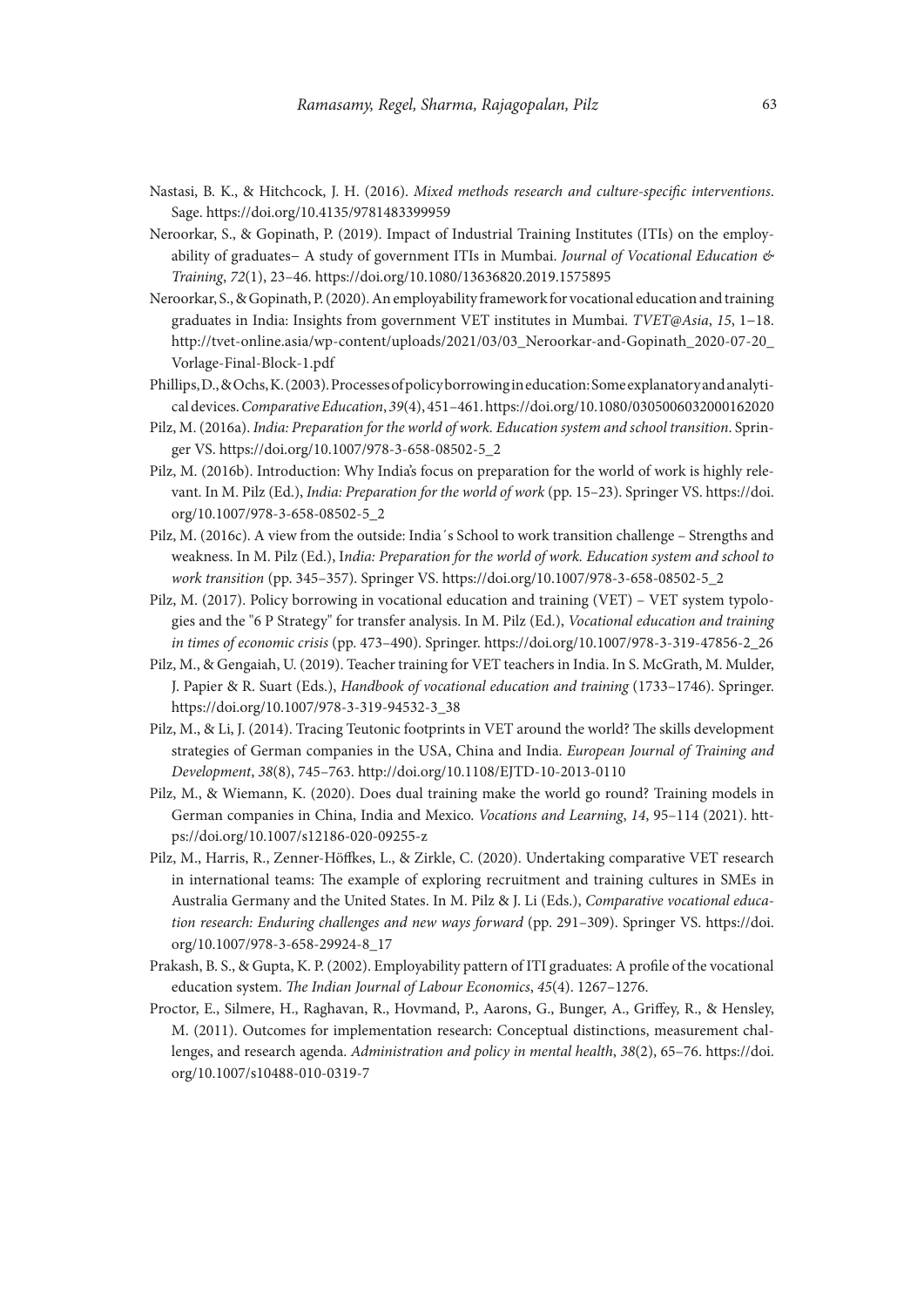Nastasi, B. K., & Hitchcock, J. H. (2016). *Mixed methods research and culture-specific interventions*. Sage. https://doi.org/10.4135/9781483399959

Neroorkar, S., & Gopinath, P. (2019). Impact of Industrial Training Institutes (ITIs) on the employability of graduates– A study of government ITIs in Mumbai. *Journal of Vocational Education & Training*, *72*(1), 23–46. https://doi.org/10.1080/13636820.2019.1575895

Neroorkar, S., & Gopinath, P. (2020). An employability framework for vocational education and training graduates in India: Insights from government VET institutes in Mumbai. *TVET@Asia*, *15*, 1–18. http://tvet-online.asia/wp-content/uploads/2021/03/03_Neroorkar-and-Gopinath_2020-07-20_Vorlage-Final-Block-1.pdf

Phillips, D., & Ochs, K. (2003). Processes of policy borrowing in education: Some explanatory and analytical devices. *Comparative Education*, *39*(4), 451–461. https://doi.org/10.1080/0305006032000162020

Pilz, M. (2016a). *India: Preparation for the world of work. Education system and school transition*. Springer VS. https://doi.org/10.1007/978-3-658-08502-5_2

Pilz, M. (2016b). Introduction: Why India's focus on preparation for the world of work is highly relevant. In M. Pilz (Ed.), *India: Preparation for the world of work* (pp. 15–23). Springer VS. https://doi.org/10.1007/978-3-658-08502-5_2

Pilz, M. (2016c). A view from the outside: India´s School to work transition challenge – Strengths and weakness. In M. Pilz (Ed.), I*ndia: Preparation for the world of work. Education system and school to work transition* (pp. 345–357). Springer VS. https://doi.org/10.1007/978-3-658-08502-5_2

Pilz, M. (2017). Policy borrowing in vocational education and training (VET) – VET system typologies and the "6 P Strategy" for transfer analysis. In M. Pilz (Ed.), *Vocational education and training in times of economic crisis* (pp. 473–490). Springer. https://doi.org/10.1007/978-3-319-47856-2_26

Pilz, M., & Gengaiah, U. (2019). Teacher training for VET teachers in India. In S. McGrath, M. Mulder, J. Papier & R. Suart (Eds.), *Handbook of vocational education and training* (1733–1746). Springer. https://doi.org/10.1007/978-3-319-94532-3_38

Pilz, M., & Li, J. (2014). Tracing Teutonic footprints in VET around the world? The skills development strategies of German companies in the USA, China and India. *European Journal of Training and Development*, *38*(8), 745–763. http://doi.org/10.1108/EJTD-10-2013-0110

Pilz, M., & Wiemann, K. (2020). Does dual training make the world go round? Training models in German companies in China, India and Mexico. *Vocations and Learning*, *14*, 95–114 (2021). https://doi.org/10.1007/s12186-020-09255-z

Pilz, M., Harris, R., Zenner-Höffkes, L., & Zirkle, C. (2020). Undertaking comparative VET research in international teams: The example of exploring recruitment and training cultures in SMEs in Australia Germany and the United States. In M. Pilz & J. Li (Eds.), *Comparative vocational education research: Enduring challenges and new ways forward* (pp. 291–309). Springer VS. https://doi.org/10.1007/978-3-658-29924-8_17

Prakash, B. S., & Gupta, K. P. (2002). Employability pattern of ITI graduates: A profile of the vocational education system. *The Indian Journal of Labour Economics*, *45*(4). 1267–1276.

Proctor, E., Silmere, H., Raghavan, R., Hovmand, P., Aarons, G., Bunger, A., Griffey, R., & Hensley, M. (2011). Outcomes for implementation research: Conceptual distinctions, measurement challenges, and research agenda. *Administration and policy in mental health*, *38*(2), 65–76. https://doi.org/10.1007/s10488-010-0319-7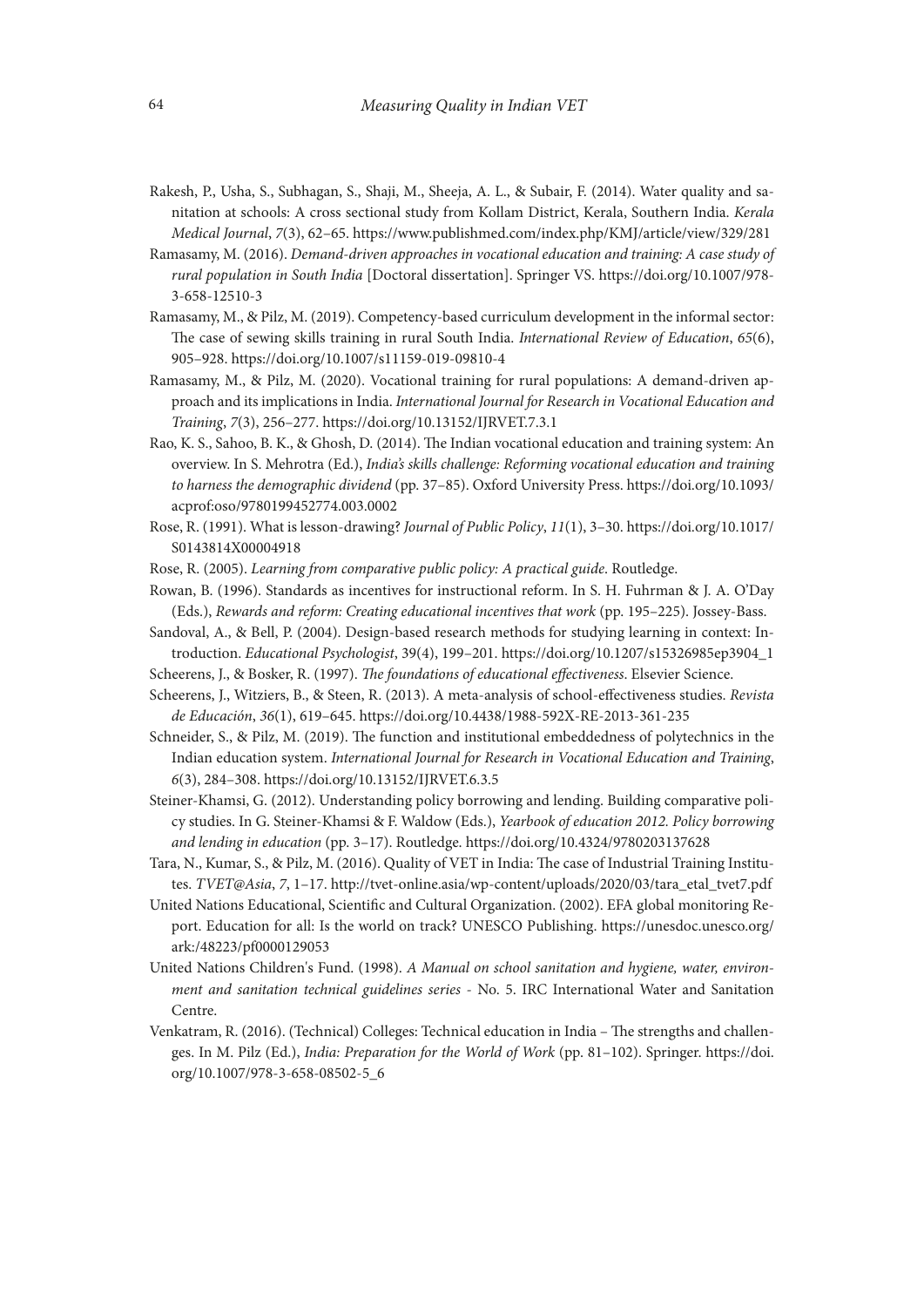Rakesh, P., Usha, S., Subhagan, S., Shaji, M., Sheeja, A. L., & Subair, F. (2014). Water quality and sanitation at schools: A cross sectional study from Kollam District, Kerala, Southern India. *Kerala Medical Journal*, *7*(3), 62–65. https://www.publishmed.com/index.php/KMJ/article/view/329/281

Ramasamy, M. (2016). *Demand-driven approaches in vocational education and training: A case study of rural population in South India* [Doctoral dissertation]. Springer VS. https://doi.org/10.1007/978-3-658-12510-3

Ramasamy, M., & Pilz, M. (2019). Competency-based curriculum development in the informal sector: The case of sewing skills training in rural South India. *International Review of Education*, *65*(6), 905–928. https://doi.org/10.1007/s11159-019-09810-4

Ramasamy, M., & Pilz, M. (2020). Vocational training for rural populations: A demand-driven approach and its implications in India. *International Journal for Research in Vocational Education and Training*, *7*(3), 256–277. https://doi.org/10.13152/IJRVET.7.3.1

Rao, K. S., Sahoo, B. K., & Ghosh, D. (2014). The Indian vocational education and training system: An overview. In S. Mehrotra (Ed.), *India's skills challenge: Reforming vocational education and training to harness the demographic dividend* (pp. 37–85). Oxford University Press. https://doi.org/10.1093/acprof:oso/9780199452774.003.0002

Rose, R. (1991). What is lesson-drawing? *Journal of Public Policy*, *11*(1), 3–30. https://doi.org/10.1017/S0143814X00004918

Rose, R. (2005). *Learning from comparative public policy: A practical guide*. Routledge.

Rowan, B. (1996). Standards as incentives for instructional reform. In S. H. Fuhrman & J. A. O'Day (Eds.), *Rewards and reform: Creating educational incentives that work* (pp. 195–225). Jossey-Bass.

Sandoval, A., & Bell, P. (2004). Design-based research methods for studying learning in context: Introduction. *Educational Psychologist*, 39(4), 199–201. https://doi.org/10.1207/s15326985ep3904_1

Scheerens, J., & Bosker, R. (1997). *The foundations of educational effectiveness*. Elsevier Science.

Scheerens, J., Witziers, B., & Steen, R. (2013). A meta-analysis of school-effectiveness studies. *Revista de Educación*, *36*(1), 619–645. https://doi.org/10.4438/1988-592X-RE-2013-361-235

Schneider, S., & Pilz, M. (2019). The function and institutional embeddedness of polytechnics in the Indian education system. *International Journal for Research in Vocational Education and Training*, *6*(3), 284–308. https://doi.org/10.13152/IJRVET.6.3.5

Steiner-Khamsi, G. (2012). Understanding policy borrowing and lending. Building comparative policy studies. In G. Steiner-Khamsi & F. Waldow (Eds.), *Yearbook of education 2012. Policy borrowing and lending in education* (pp. 3–17). Routledge. https://doi.org/10.4324/9780203137628

Tara, N., Kumar, S., & Pilz, M. (2016). Quality of VET in India: The case of Industrial Training Institutes. *TVET@Asia*, *7*, 1–17. http://tvet-online.asia/wp-content/uploads/2020/03/tara_etal_tvet7.pdf

United Nations Educational, Scientific and Cultural Organization. (2002). EFA global monitoring Report. Education for all: Is the world on track? UNESCO Publishing. https://unesdoc.unesco.org/ark:/48223/pf0000129053

United Nations Children's Fund. (1998). *A Manual on school sanitation and hygiene, water, environment and sanitation technical guidelines series* - No. 5. IRC International Water and Sanitation Centre.

Venkatram, R. (2016). (Technical) Colleges: Technical education in India – The strengths and challenges. In M. Pilz (Ed.), *India: Preparation for the World of Work* (pp. 81–102). Springer. https://doi.org/10.1007/978-3-658-08502-5_6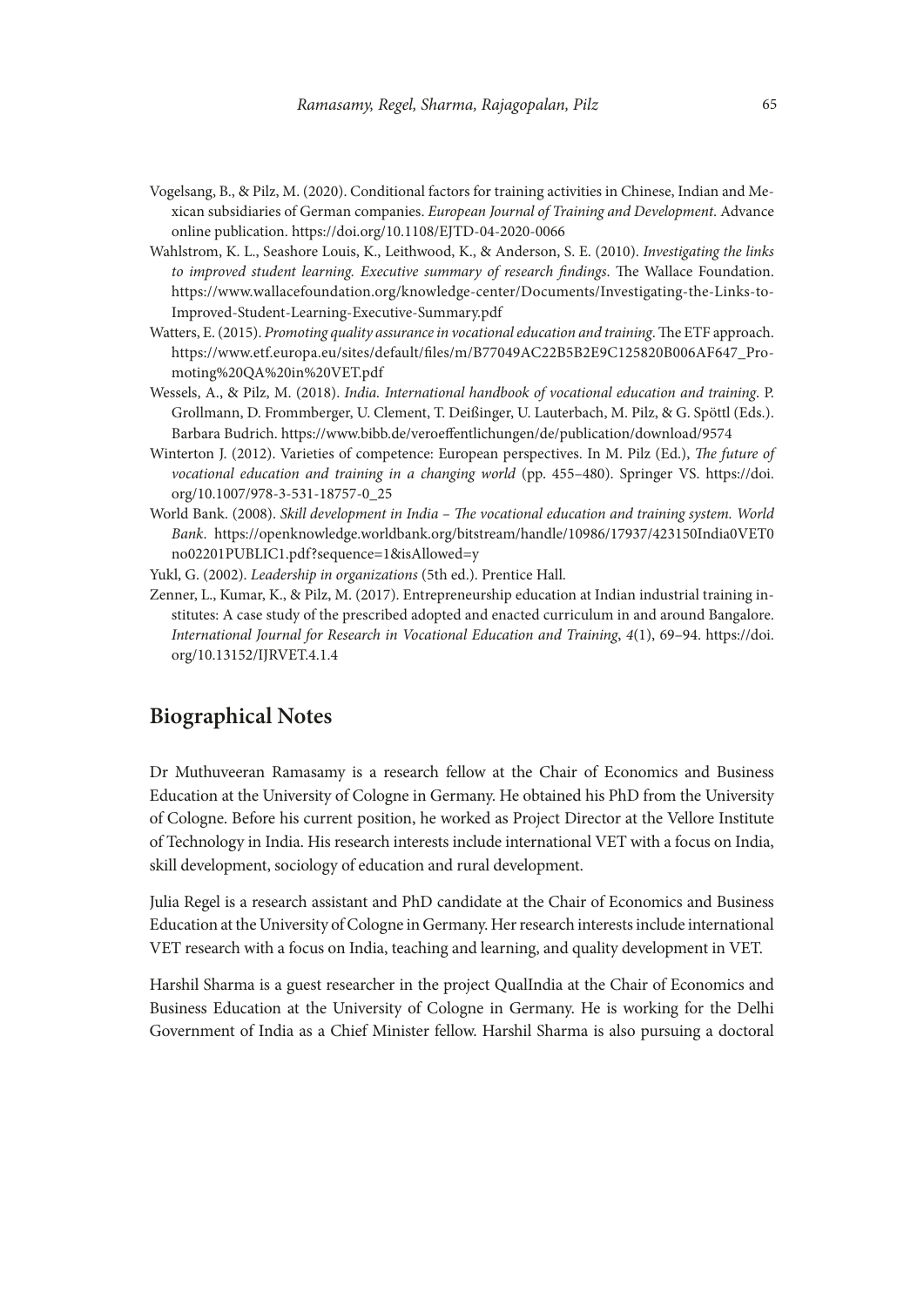Vogelsang, B., & Pilz, M. (2020). Conditional factors for training activities in Chinese, Indian and Mexican subsidiaries of German companies. *European Journal of Training and Development*. Advance online publication. https://doi.org/10.1108/EJTD-04-2020-0066

Wahlstrom, K. L., Seashore Louis, K., Leithwood, K., & Anderson, S. E. (2010). *Investigating the links to improved student learning. Executive summary of research findings*. The Wallace Foundation. https://www.wallacefoundation.org/knowledge-center/Documents/Investigating-the-Links-to-Improved-Student-Learning-Executive-Summary.pdf

Watters, E. (2015). *Promoting quality assurance in vocational education and training*. The ETF approach. https://www.etf.europa.eu/sites/default/files/m/B77049AC22B5B2E9C125820B006AF647_Promoting%20QA%20in%20VET.pdf

Wessels, A., & Pilz, M. (2018). *India. International handbook of vocational education and training*. P. Grollmann, D. Frommberger, U. Clement, T. Deißinger, U. Lauterbach, M. Pilz, & G. Spöttl (Eds.). Barbara Budrich. https://www.bibb.de/veroeffentlichungen/de/publication/download/9574

Winterton J. (2012). Varieties of competence: European perspectives. In M. Pilz (Ed.), *The future of vocational education and training in a changing world* (pp. 455–480). Springer VS. https://doi.org/10.1007/978-3-531-18757-0_25

World Bank. (2008). *Skill development in India – The vocational education and training system. World Bank*. https://openknowledge.worldbank.org/bitstream/handle/10986/17937/423150India0VET0no02201PUBLIC1.pdf?sequence=1&isAllowed=y

Yukl, G. (2002). *Leadership in organizations* (5th ed.). Prentice Hall.

Zenner, L., Kumar, K., & Pilz, M. (2017). Entrepreneurship education at Indian industrial training institutes: A case study of the prescribed adopted and enacted curriculum in and around Bangalore. *International Journal for Research in Vocational Education and Training*, *4*(1), 69–94. https://doi.org/10.13152/IJRVET.4.1.4

## Biographical Notes

Dr Muthuveeran Ramasamy is a research fellow at the Chair of Economics and Business Education at the University of Cologne in Germany. He obtained his PhD from the University of Cologne. Before his current position, he worked as Project Director at the Vellore Institute of Technology in India. His research interests include international VET with a focus on India, skill development, sociology of education and rural development.

Julia Regel is a research assistant and PhD candidate at the Chair of Economics and Business Education at the University of Cologne in Germany. Her research interests include international VET research with a focus on India, teaching and learning, and quality development in VET.

Harshil Sharma is a guest researcher in the project QualIndia at the Chair of Economics and Business Education at the University of Cologne in Germany. He is working for the Delhi Government of India as a Chief Minister fellow. Harshil Sharma is also pursuing a doctoral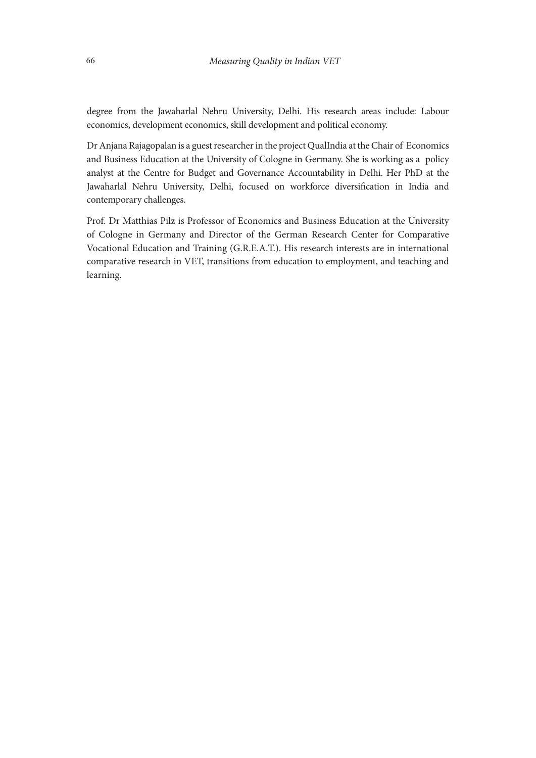degree from the Jawaharlal Nehru University, Delhi. His research areas include: Labour economics, development economics, skill development and political economy.

Dr Anjana Rajagopalan is a guest researcher in the project QualIndia at the Chair of Economics and Business Education at the University of Cologne in Germany. She is working as a policy analyst at the Centre for Budget and Governance Accountability in Delhi. Her PhD at the Jawaharlal Nehru University, Delhi, focused on workforce diversification in India and contemporary challenges.

Prof. Dr Matthias Pilz is Professor of Economics and Business Education at the University of Cologne in Germany and Director of the German Research Center for Comparative Vocational Education and Training (G.R.E.A.T.). His research interests are in international comparative research in VET, transitions from education to employment, and teaching and learning.